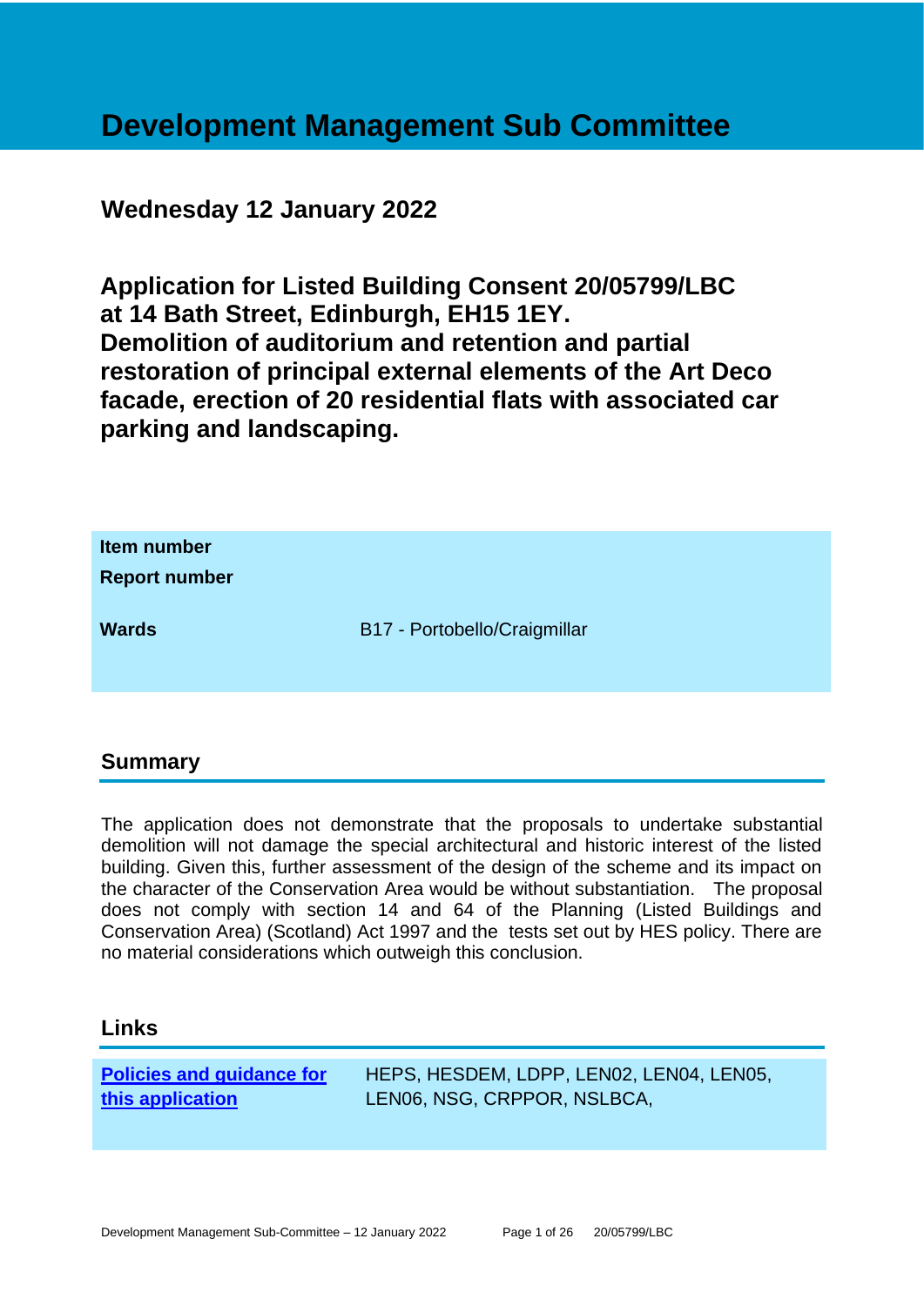# Development Management Sub Committee

## Wednesday 12 January 2022

## Application for Listed Building Consent 20/05799/LBC at 14 Bath Street, Edinburgh, EH15 1EY. Demolition of auditorium and retention and partial restoration of principal external elements of the Art Deco facade, erection of 20 residential flats with associated car parking and landscaping.

| | |
|---|---|
| **Item number** | |
| **Report number** | |
| **Wards** | B17 - Portobello/Craigmillar |

## Summary

The application does not demonstrate that the proposals to undertake substantial demolition will not damage the special architectural and historic interest of the listed building. Given this, further assessment of the design of the scheme and its impact on the character of the Conservation Area would be without substantiation. The proposal does not comply with section 14 and 64 of the Planning (Listed Buildings and Conservation Area) (Scotland) Act 1997 and the tests set out by HES policy. There are no material considerations which outweigh this conclusion.

## Links

| | |
|---|---|
| **Policies and guidance for this application** | HEPS, HESDEM, LDPP, LEN02, LEN04, LEN05, LEN06, NSG, CRPPOR, NSLBCA, |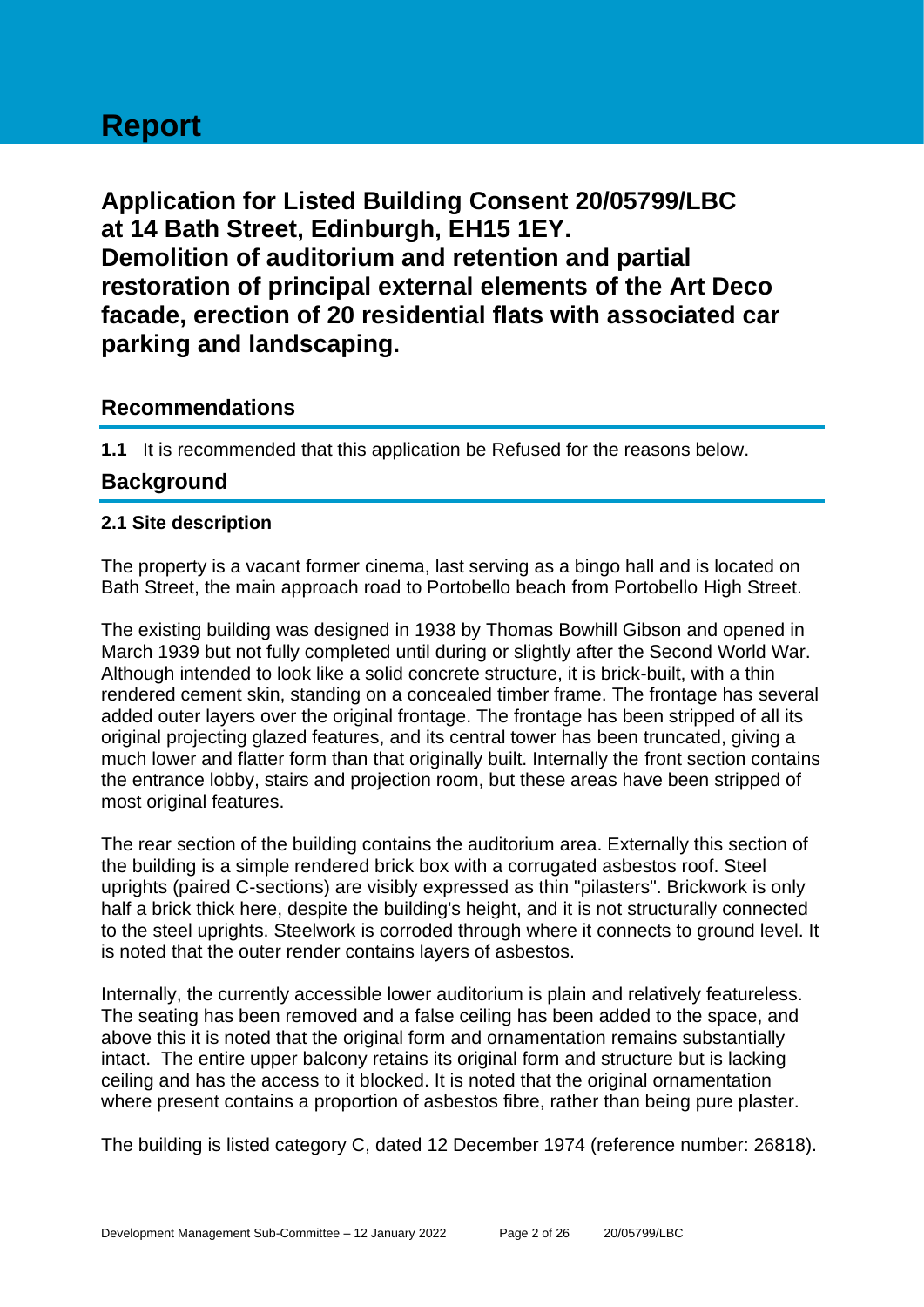# Report

## Application for Listed Building Consent 20/05799/LBC at 14 Bath Street, Edinburgh, EH15 1EY. Demolition of auditorium and retention and partial restoration of principal external elements of the Art Deco facade, erection of 20 residential flats with associated car parking and landscaping.

## Recommendations

**1.1** It is recommended that this application be Refused for the reasons below.

## Background

### 2.1 Site description

The property is a vacant former cinema, last serving as a bingo hall and is located on Bath Street, the main approach road to Portobello beach from Portobello High Street.

The existing building was designed in 1938 by Thomas Bowhill Gibson and opened in March 1939 but not fully completed until during or slightly after the Second World War. Although intended to look like a solid concrete structure, it is brick-built, with a thin rendered cement skin, standing on a concealed timber frame. The frontage has several added outer layers over the original frontage. The frontage has been stripped of all its original projecting glazed features, and its central tower has been truncated, giving a much lower and flatter form than that originally built. Internally the front section contains the entrance lobby, stairs and projection room, but these areas have been stripped of most original features.

The rear section of the building contains the auditorium area. Externally this section of the building is a simple rendered brick box with a corrugated asbestos roof. Steel uprights (paired C-sections) are visibly expressed as thin "pilasters". Brickwork is only half a brick thick here, despite the building's height, and it is not structurally connected to the steel uprights. Steelwork is corroded through where it connects to ground level. It is noted that the outer render contains layers of asbestos.

Internally, the currently accessible lower auditorium is plain and relatively featureless. The seating has been removed and a false ceiling has been added to the space, and above this it is noted that the original form and ornamentation remains substantially intact. The entire upper balcony retains its original form and structure but is lacking ceiling and has the access to it blocked. It is noted that the original ornamentation where present contains a proportion of asbestos fibre, rather than being pure plaster.

The building is listed category C, dated 12 December 1974 (reference number: 26818).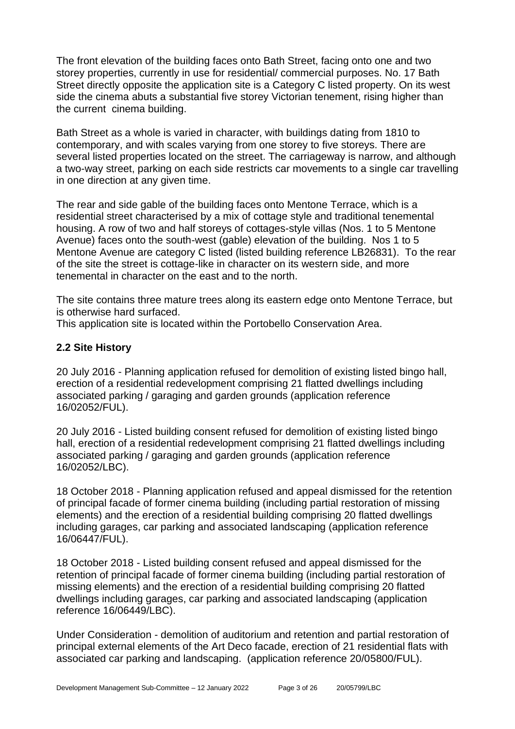The front elevation of the building faces onto Bath Street, facing onto one and two storey properties, currently in use for residential/ commercial purposes. No. 17 Bath Street directly opposite the application site is a Category C listed property. On its west side the cinema abuts a substantial five storey Victorian tenement, rising higher than the current cinema building.

Bath Street as a whole is varied in character, with buildings dating from 1810 to contemporary, and with scales varying from one storey to five storeys. There are several listed properties located on the street. The carriageway is narrow, and although a two-way street, parking on each side restricts car movements to a single car travelling in one direction at any given time.

The rear and side gable of the building faces onto Mentone Terrace, which is a residential street characterised by a mix of cottage style and traditional tenemental housing. A row of two and half storeys of cottages-style villas (Nos. 1 to 5 Mentone Avenue) faces onto the south-west (gable) elevation of the building. Nos 1 to 5 Mentone Avenue are category C listed (listed building reference LB26831). To the rear of the site the street is cottage-like in character on its western side, and more tenemental in character on the east and to the north.

The site contains three mature trees along its eastern edge onto Mentone Terrace, but is otherwise hard surfaced.

This application site is located within the Portobello Conservation Area.

## 2.2 Site History

20 July 2016 - Planning application refused for demolition of existing listed bingo hall, erection of a residential redevelopment comprising 21 flatted dwellings including associated parking / garaging and garden grounds (application reference 16/02052/FUL).

20 July 2016 - Listed building consent refused for demolition of existing listed bingo hall, erection of a residential redevelopment comprising 21 flatted dwellings including associated parking / garaging and garden grounds (application reference 16/02052/LBC).

18 October 2018 - Planning application refused and appeal dismissed for the retention of principal facade of former cinema building (including partial restoration of missing elements) and the erection of a residential building comprising 20 flatted dwellings including garages, car parking and associated landscaping (application reference 16/06447/FUL).

18 October 2018 - Listed building consent refused and appeal dismissed for the retention of principal facade of former cinema building (including partial restoration of missing elements) and the erection of a residential building comprising 20 flatted dwellings including garages, car parking and associated landscaping (application reference 16/06449/LBC).

Under Consideration - demolition of auditorium and retention and partial restoration of principal external elements of the Art Deco facade, erection of 21 residential flats with associated car parking and landscaping. (application reference 20/05800/FUL).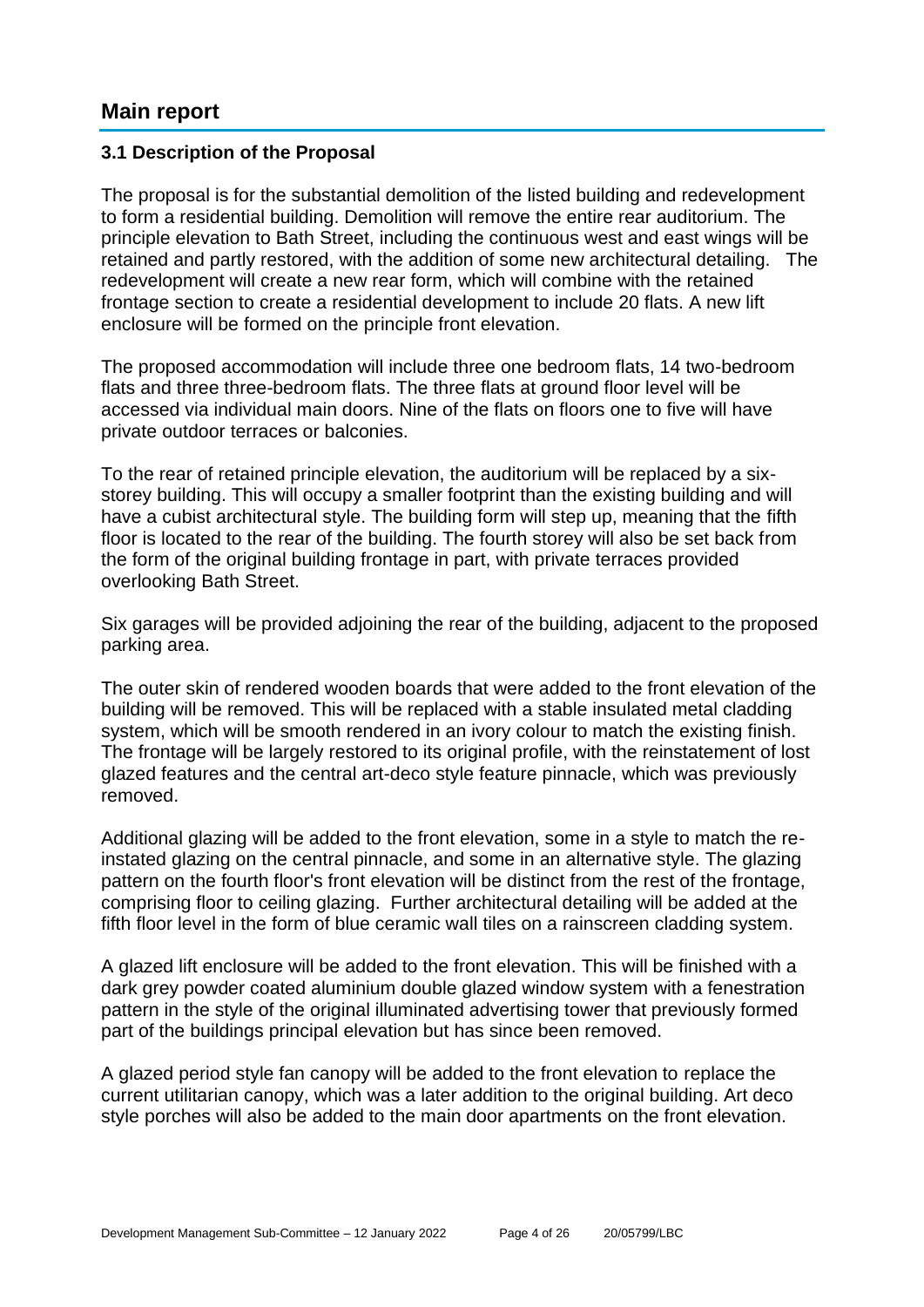## Main report

### 3.1 Description of the Proposal

The proposal is for the substantial demolition of the listed building and redevelopment to form a residential building. Demolition will remove the entire rear auditorium. The principle elevation to Bath Street, including the continuous west and east wings will be retained and partly restored, with the addition of some new architectural detailing. The redevelopment will create a new rear form, which will combine with the retained frontage section to create a residential development to include 20 flats. A new lift enclosure will be formed on the principle front elevation.

The proposed accommodation will include three one bedroom flats, 14 two-bedroom flats and three three-bedroom flats. The three flats at ground floor level will be accessed via individual main doors. Nine of the flats on floors one to five will have private outdoor terraces or balconies.

To the rear of retained principle elevation, the auditorium will be replaced by a six-storey building. This will occupy a smaller footprint than the existing building and will have a cubist architectural style. The building form will step up, meaning that the fifth floor is located to the rear of the building. The fourth storey will also be set back from the form of the original building frontage in part, with private terraces provided overlooking Bath Street.

Six garages will be provided adjoining the rear of the building, adjacent to the proposed parking area.

The outer skin of rendered wooden boards that were added to the front elevation of the building will be removed. This will be replaced with a stable insulated metal cladding system, which will be smooth rendered in an ivory colour to match the existing finish. The frontage will be largely restored to its original profile, with the reinstatement of lost glazed features and the central art-deco style feature pinnacle, which was previously removed.

Additional glazing will be added to the front elevation, some in a style to match the re-instated glazing on the central pinnacle, and some in an alternative style. The glazing pattern on the fourth floor's front elevation will be distinct from the rest of the frontage, comprising floor to ceiling glazing. Further architectural detailing will be added at the fifth floor level in the form of blue ceramic wall tiles on a rainscreen cladding system.

A glazed lift enclosure will be added to the front elevation. This will be finished with a dark grey powder coated aluminium double glazed window system with a fenestration pattern in the style of the original illuminated advertising tower that previously formed part of the buildings principal elevation but has since been removed.

A glazed period style fan canopy will be added to the front elevation to replace the current utilitarian canopy, which was a later addition to the original building. Art deco style porches will also be added to the main door apartments on the front elevation.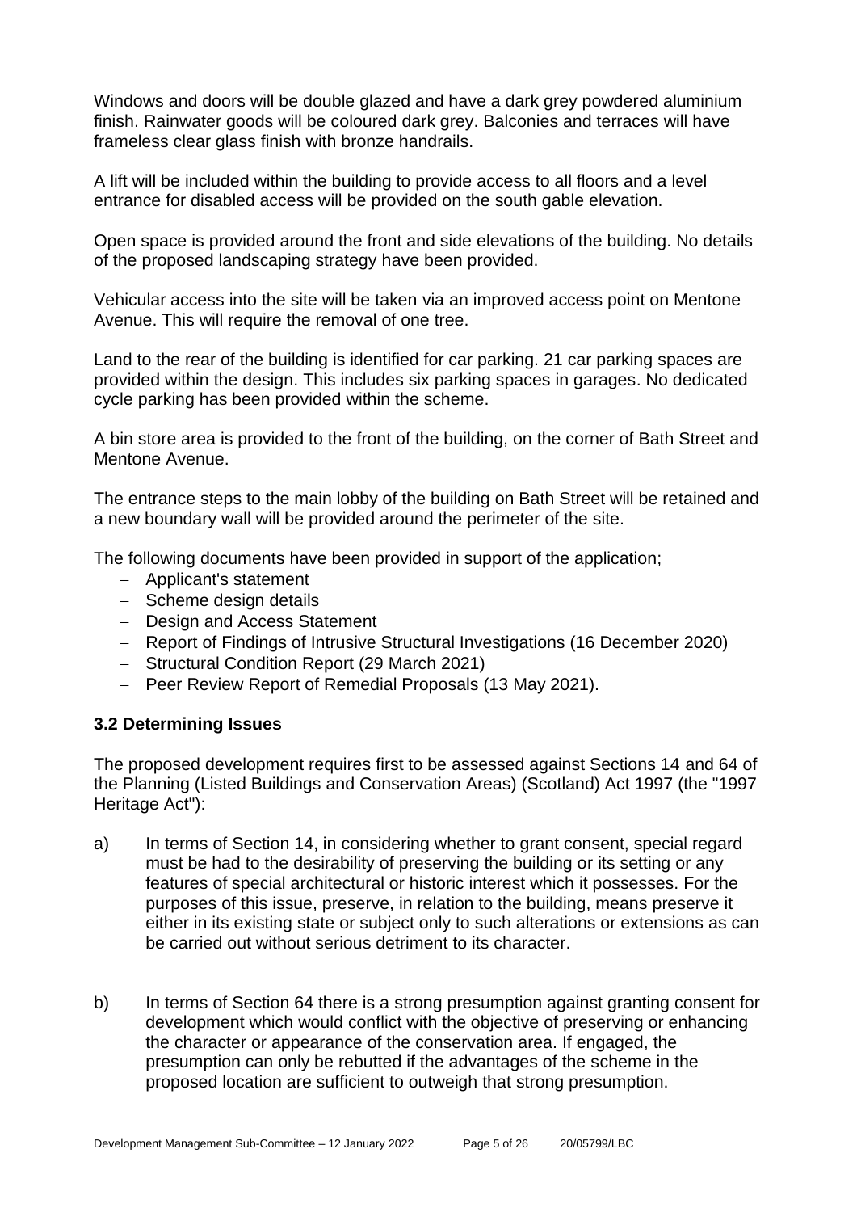Windows and doors will be double glazed and have a dark grey powdered aluminium finish. Rainwater goods will be coloured dark grey. Balconies and terraces will have frameless clear glass finish with bronze handrails.

A lift will be included within the building to provide access to all floors and a level entrance for disabled access will be provided on the south gable elevation.

Open space is provided around the front and side elevations of the building. No details of the proposed landscaping strategy have been provided.

Vehicular access into the site will be taken via an improved access point on Mentone Avenue. This will require the removal of one tree.

Land to the rear of the building is identified for car parking. 21 car parking spaces are provided within the design. This includes six parking spaces in garages. No dedicated cycle parking has been provided within the scheme.

A bin store area is provided to the front of the building, on the corner of Bath Street and Mentone Avenue.

The entrance steps to the main lobby of the building on Bath Street will be retained and a new boundary wall will be provided around the perimeter of the site.

The following documents have been provided in support of the application;

- Applicant's statement
- Scheme design details
- Design and Access Statement
- Report of Findings of Intrusive Structural Investigations (16 December 2020)
- Structural Condition Report (29 March 2021)
- Peer Review Report of Remedial Proposals (13 May 2021).

### 3.2 Determining Issues

The proposed development requires first to be assessed against Sections 14 and 64 of the Planning (Listed Buildings and Conservation Areas) (Scotland) Act 1997 (the "1997 Heritage Act"):

a) In terms of Section 14, in considering whether to grant consent, special regard must be had to the desirability of preserving the building or its setting or any features of special architectural or historic interest which it possesses. For the purposes of this issue, preserve, in relation to the building, means preserve it either in its existing state or subject only to such alterations or extensions as can be carried out without serious detriment to its character.

b) In terms of Section 64 there is a strong presumption against granting consent for development which would conflict with the objective of preserving or enhancing the character or appearance of the conservation area. If engaged, the presumption can only be rebutted if the advantages of the scheme in the proposed location are sufficient to outweigh that strong presumption.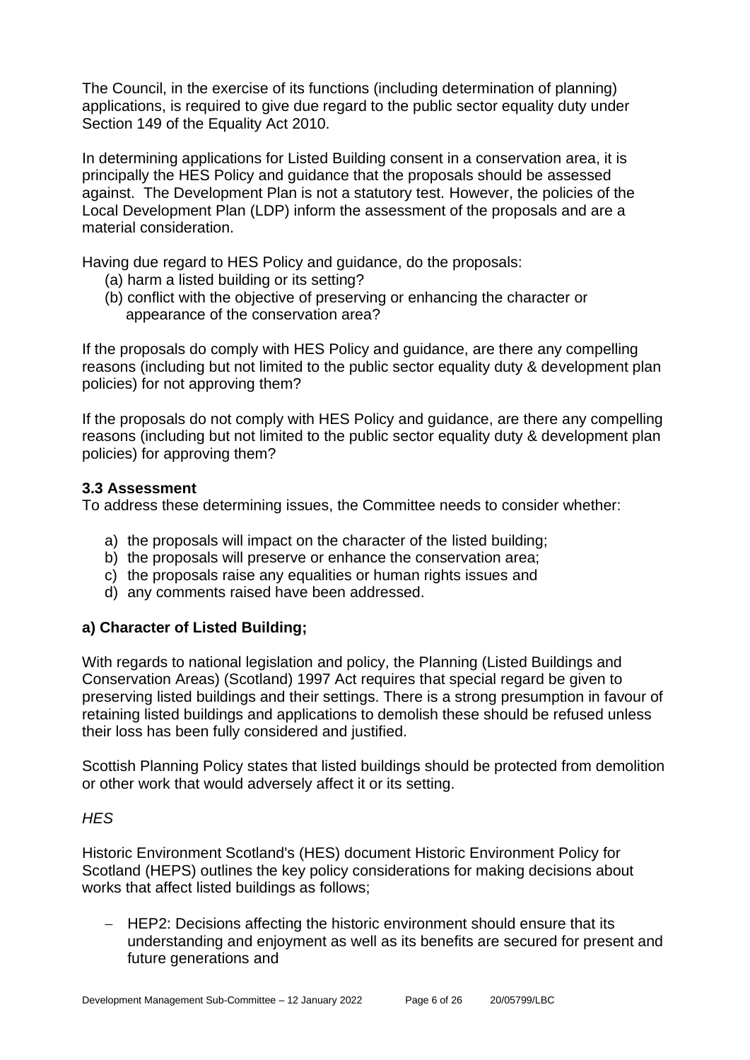The Council, in the exercise of its functions (including determination of planning) applications, is required to give due regard to the public sector equality duty under Section 149 of the Equality Act 2010.

In determining applications for Listed Building consent in a conservation area, it is principally the HES Policy and guidance that the proposals should be assessed against. The Development Plan is not a statutory test. However, the policies of the Local Development Plan (LDP) inform the assessment of the proposals and are a material consideration.

Having due regard to HES Policy and guidance, do the proposals:

(a) harm a listed building or its setting?
(b) conflict with the objective of preserving or enhancing the character or appearance of the conservation area?

If the proposals do comply with HES Policy and guidance, are there any compelling reasons (including but not limited to the public sector equality duty & development plan policies) for not approving them?

If the proposals do not comply with HES Policy and guidance, are there any compelling reasons (including but not limited to the public sector equality duty & development plan policies) for approving them?

### 3.3 Assessment

To address these determining issues, the Committee needs to consider whether:

a) the proposals will impact on the character of the listed building;
b) the proposals will preserve or enhance the conservation area;
c) the proposals raise any equalities or human rights issues and
d) any comments raised have been addressed.

### a) Character of Listed Building;

With regards to national legislation and policy, the Planning (Listed Buildings and Conservation Areas) (Scotland) 1997 Act requires that special regard be given to preserving listed buildings and their settings. There is a strong presumption in favour of retaining listed buildings and applications to demolish these should be refused unless their loss has been fully considered and justified.

Scottish Planning Policy states that listed buildings should be protected from demolition or other work that would adversely affect it or its setting.

*HES*

Historic Environment Scotland's (HES) document Historic Environment Policy for Scotland (HEPS) outlines the key policy considerations for making decisions about works that affect listed buildings as follows;

- HEP2: Decisions affecting the historic environment should ensure that its understanding and enjoyment as well as its benefits are secured for present and future generations and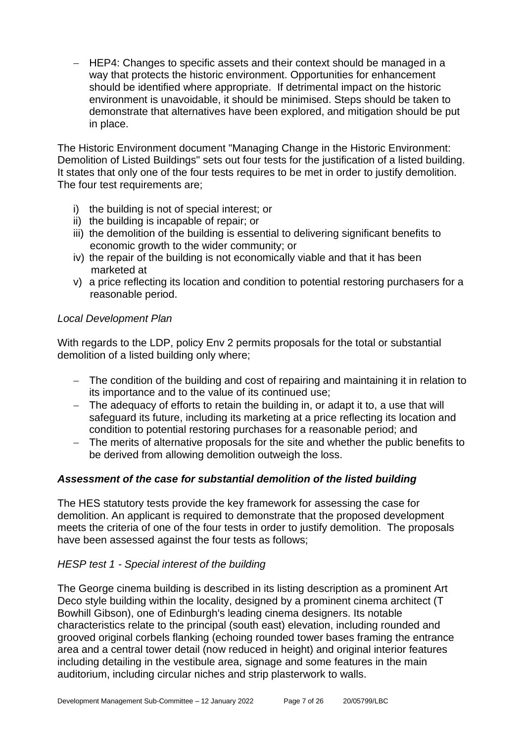- HEP4: Changes to specific assets and their context should be managed in a way that protects the historic environment. Opportunities for enhancement should be identified where appropriate. If detrimental impact on the historic environment is unavoidable, it should be minimised. Steps should be taken to demonstrate that alternatives have been explored, and mitigation should be put in place.

The Historic Environment document "Managing Change in the Historic Environment: Demolition of Listed Buildings" sets out four tests for the justification of a listed building. It states that only one of the four tests requires to be met in order to justify demolition. The four test requirements are;

i) the building is not of special interest; or
ii) the building is incapable of repair; or
iii) the demolition of the building is essential to delivering significant benefits to economic growth to the wider community; or
iv) the repair of the building is not economically viable and that it has been marketed at
v) a price reflecting its location and condition to potential restoring purchasers for a reasonable period.

*Local Development Plan*

With regards to the LDP, policy Env 2 permits proposals for the total or substantial demolition of a listed building only where;

- The condition of the building and cost of repairing and maintaining it in relation to its importance and to the value of its continued use;
- The adequacy of efforts to retain the building in, or adapt it to, a use that will safeguard its future, including its marketing at a price reflecting its location and condition to potential restoring purchases for a reasonable period; and
- The merits of alternative proposals for the site and whether the public benefits to be derived from allowing demolition outweigh the loss.

### ***Assessment of the case for substantial demolition of the listed building***

The HES statutory tests provide the key framework for assessing the case for demolition. An applicant is required to demonstrate that the proposed development meets the criteria of one of the four tests in order to justify demolition. The proposals have been assessed against the four tests as follows;

*HESP test 1 - Special interest of the building*

The George cinema building is described in its listing description as a prominent Art Deco style building within the locality, designed by a prominent cinema architect (T Bowhill Gibson), one of Edinburgh's leading cinema designers. Its notable characteristics relate to the principal (south east) elevation, including rounded and grooved original corbels flanking (echoing rounded tower bases framing the entrance area and a central tower detail (now reduced in height) and original interior features including detailing in the vestibule area, signage and some features in the main auditorium, including circular niches and strip plasterwork to walls.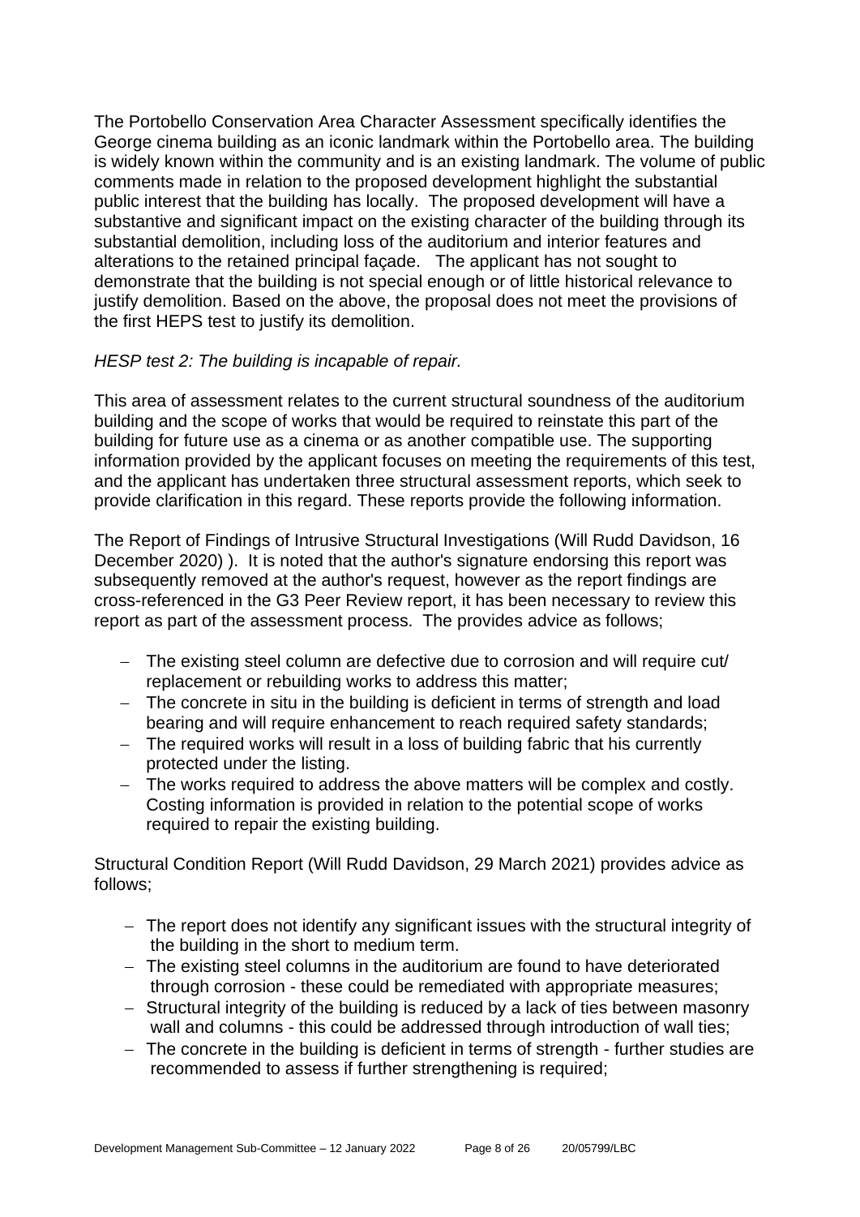The Portobello Conservation Area Character Assessment specifically identifies the George cinema building as an iconic landmark within the Portobello area. The building is widely known within the community and is an existing landmark. The volume of public comments made in relation to the proposed development highlight the substantial public interest that the building has locally. The proposed development will have a substantive and significant impact on the existing character of the building through its substantial demolition, including loss of the auditorium and interior features and alterations to the retained principal façade. The applicant has not sought to demonstrate that the building is not special enough or of little historical relevance to justify demolition. Based on the above, the proposal does not meet the provisions of the first HEPS test to justify its demolition.

*HESP test 2: The building is incapable of repair.*

This area of assessment relates to the current structural soundness of the auditorium building and the scope of works that would be required to reinstate this part of the building for future use as a cinema or as another compatible use. The supporting information provided by the applicant focuses on meeting the requirements of this test, and the applicant has undertaken three structural assessment reports, which seek to provide clarification in this regard. These reports provide the following information.

The Report of Findings of Intrusive Structural Investigations (Will Rudd Davidson, 16 December 2020) ). It is noted that the author's signature endorsing this report was subsequently removed at the author's request, however as the report findings are cross-referenced in the G3 Peer Review report, it has been necessary to review this report as part of the assessment process. The provides advice as follows;

- The existing steel column are defective due to corrosion and will require cut/ replacement or rebuilding works to address this matter;
- The concrete in situ in the building is deficient in terms of strength and load bearing and will require enhancement to reach required safety standards;
- The required works will result in a loss of building fabric that his currently protected under the listing.
- The works required to address the above matters will be complex and costly. Costing information is provided in relation to the potential scope of works required to repair the existing building.

Structural Condition Report (Will Rudd Davidson, 29 March 2021) provides advice as follows;

- The report does not identify any significant issues with the structural integrity of the building in the short to medium term.
- The existing steel columns in the auditorium are found to have deteriorated through corrosion - these could be remediated with appropriate measures;
- Structural integrity of the building is reduced by a lack of ties between masonry wall and columns - this could be addressed through introduction of wall ties;
- The concrete in the building is deficient in terms of strength - further studies are recommended to assess if further strengthening is required;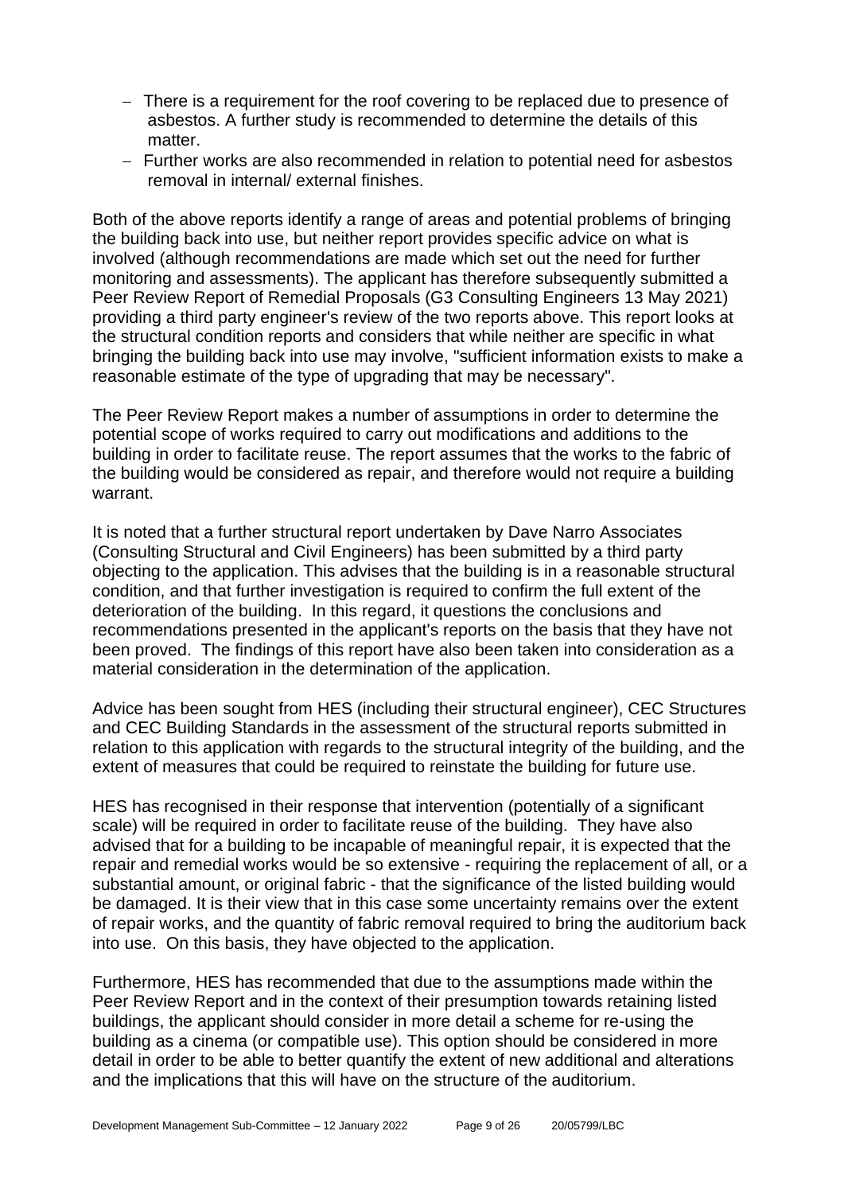- There is a requirement for the roof covering to be replaced due to presence of asbestos. A further study is recommended to determine the details of this matter.
- Further works are also recommended in relation to potential need for asbestos removal in internal/ external finishes.

Both of the above reports identify a range of areas and potential problems of bringing the building back into use, but neither report provides specific advice on what is involved (although recommendations are made which set out the need for further monitoring and assessments). The applicant has therefore subsequently submitted a Peer Review Report of Remedial Proposals (G3 Consulting Engineers 13 May 2021) providing a third party engineer's review of the two reports above. This report looks at the structural condition reports and considers that while neither are specific in what bringing the building back into use may involve, "sufficient information exists to make a reasonable estimate of the type of upgrading that may be necessary".

The Peer Review Report makes a number of assumptions in order to determine the potential scope of works required to carry out modifications and additions to the building in order to facilitate reuse. The report assumes that the works to the fabric of the building would be considered as repair, and therefore would not require a building warrant.

It is noted that a further structural report undertaken by Dave Narro Associates (Consulting Structural and Civil Engineers) has been submitted by a third party objecting to the application. This advises that the building is in a reasonable structural condition, and that further investigation is required to confirm the full extent of the deterioration of the building. In this regard, it questions the conclusions and recommendations presented in the applicant's reports on the basis that they have not been proved. The findings of this report have also been taken into consideration as a material consideration in the determination of the application.

Advice has been sought from HES (including their structural engineer), CEC Structures and CEC Building Standards in the assessment of the structural reports submitted in relation to this application with regards to the structural integrity of the building, and the extent of measures that could be required to reinstate the building for future use.

HES has recognised in their response that intervention (potentially of a significant scale) will be required in order to facilitate reuse of the building. They have also advised that for a building to be incapable of meaningful repair, it is expected that the repair and remedial works would be so extensive - requiring the replacement of all, or a substantial amount, or original fabric - that the significance of the listed building would be damaged. It is their view that in this case some uncertainty remains over the extent of repair works, and the quantity of fabric removal required to bring the auditorium back into use. On this basis, they have objected to the application.

Furthermore, HES has recommended that due to the assumptions made within the Peer Review Report and in the context of their presumption towards retaining listed buildings, the applicant should consider in more detail a scheme for re-using the building as a cinema (or compatible use). This option should be considered in more detail in order to be able to better quantify the extent of new additional and alterations and the implications that this will have on the structure of the auditorium.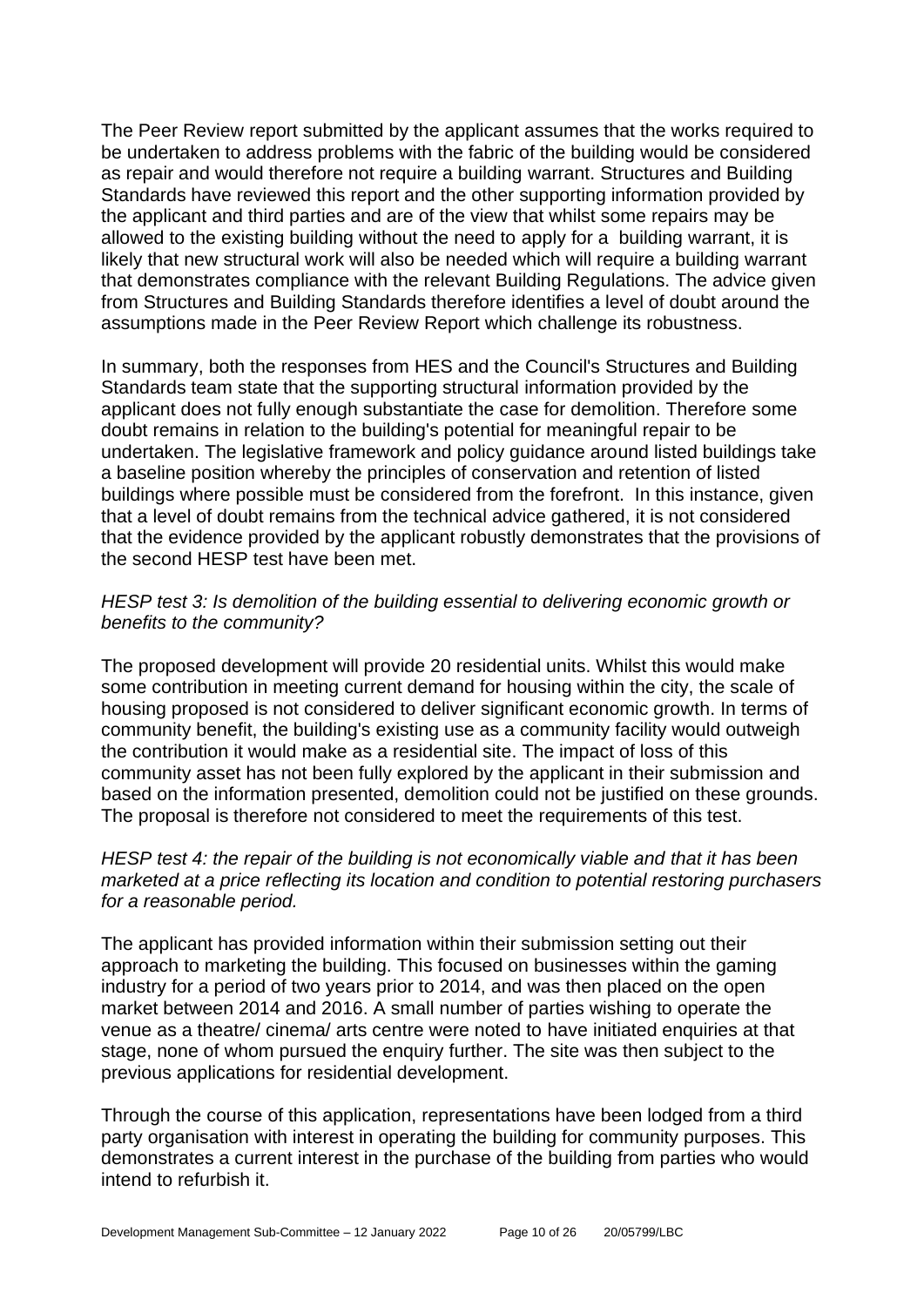The Peer Review report submitted by the applicant assumes that the works required to be undertaken to address problems with the fabric of the building would be considered as repair and would therefore not require a building warrant. Structures and Building Standards have reviewed this report and the other supporting information provided by the applicant and third parties and are of the view that whilst some repairs may be allowed to the existing building without the need to apply for a building warrant, it is likely that new structural work will also be needed which will require a building warrant that demonstrates compliance with the relevant Building Regulations. The advice given from Structures and Building Standards therefore identifies a level of doubt around the assumptions made in the Peer Review Report which challenge its robustness.

In summary, both the responses from HES and the Council's Structures and Building Standards team state that the supporting structural information provided by the applicant does not fully enough substantiate the case for demolition. Therefore some doubt remains in relation to the building's potential for meaningful repair to be undertaken. The legislative framework and policy guidance around listed buildings take a baseline position whereby the principles of conservation and retention of listed buildings where possible must be considered from the forefront. In this instance, given that a level of doubt remains from the technical advice gathered, it is not considered that the evidence provided by the applicant robustly demonstrates that the provisions of the second HESP test have been met.

*HESP test 3: Is demolition of the building essential to delivering economic growth or benefits to the community?*

The proposed development will provide 20 residential units. Whilst this would make some contribution in meeting current demand for housing within the city, the scale of housing proposed is not considered to deliver significant economic growth. In terms of community benefit, the building's existing use as a community facility would outweigh the contribution it would make as a residential site. The impact of loss of this community asset has not been fully explored by the applicant in their submission and based on the information presented, demolition could not be justified on these grounds. The proposal is therefore not considered to meet the requirements of this test.

*HESP test 4: the repair of the building is not economically viable and that it has been marketed at a price reflecting its location and condition to potential restoring purchasers for a reasonable period.*

The applicant has provided information within their submission setting out their approach to marketing the building. This focused on businesses within the gaming industry for a period of two years prior to 2014, and was then placed on the open market between 2014 and 2016. A small number of parties wishing to operate the venue as a theatre/ cinema/ arts centre were noted to have initiated enquiries at that stage, none of whom pursued the enquiry further. The site was then subject to the previous applications for residential development.

Through the course of this application, representations have been lodged from a third party organisation with interest in operating the building for community purposes. This demonstrates a current interest in the purchase of the building from parties who would intend to refurbish it.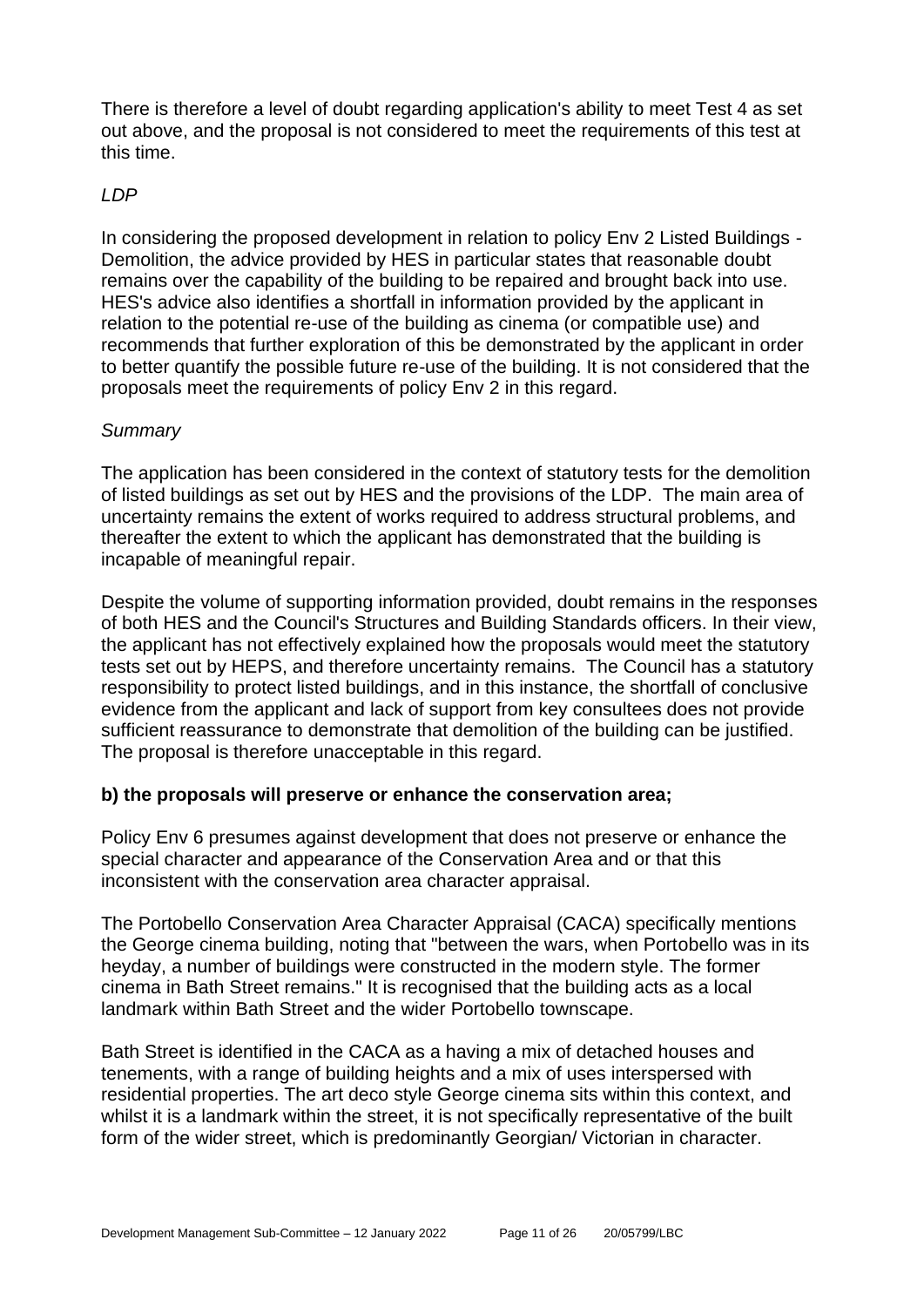There is therefore a level of doubt regarding application's ability to meet Test 4 as set out above, and the proposal is not considered to meet the requirements of this test at this time.

*LDP*

In considering the proposed development in relation to policy Env 2 Listed Buildings - Demolition, the advice provided by HES in particular states that reasonable doubt remains over the capability of the building to be repaired and brought back into use. HES's advice also identifies a shortfall in information provided by the applicant in relation to the potential re-use of the building as cinema (or compatible use) and recommends that further exploration of this be demonstrated by the applicant in order to better quantify the possible future re-use of the building. It is not considered that the proposals meet the requirements of policy Env 2 in this regard.

*Summary*

The application has been considered in the context of statutory tests for the demolition of listed buildings as set out by HES and the provisions of the LDP. The main area of uncertainty remains the extent of works required to address structural problems, and thereafter the extent to which the applicant has demonstrated that the building is incapable of meaningful repair.

Despite the volume of supporting information provided, doubt remains in the responses of both HES and the Council's Structures and Building Standards officers. In their view, the applicant has not effectively explained how the proposals would meet the statutory tests set out by HEPS, and therefore uncertainty remains. The Council has a statutory responsibility to protect listed buildings, and in this instance, the shortfall of conclusive evidence from the applicant and lack of support from key consultees does not provide sufficient reassurance to demonstrate that demolition of the building can be justified. The proposal is therefore unacceptable in this regard.

**b) the proposals will preserve or enhance the conservation area;**

Policy Env 6 presumes against development that does not preserve or enhance the special character and appearance of the Conservation Area and or that this inconsistent with the conservation area character appraisal.

The Portobello Conservation Area Character Appraisal (CACA) specifically mentions the George cinema building, noting that "between the wars, when Portobello was in its heyday, a number of buildings were constructed in the modern style. The former cinema in Bath Street remains." It is recognised that the building acts as a local landmark within Bath Street and the wider Portobello townscape.

Bath Street is identified in the CACA as a having a mix of detached houses and tenements, with a range of building heights and a mix of uses interspersed with residential properties. The art deco style George cinema sits within this context, and whilst it is a landmark within the street, it is not specifically representative of the built form of the wider street, which is predominantly Georgian/ Victorian in character.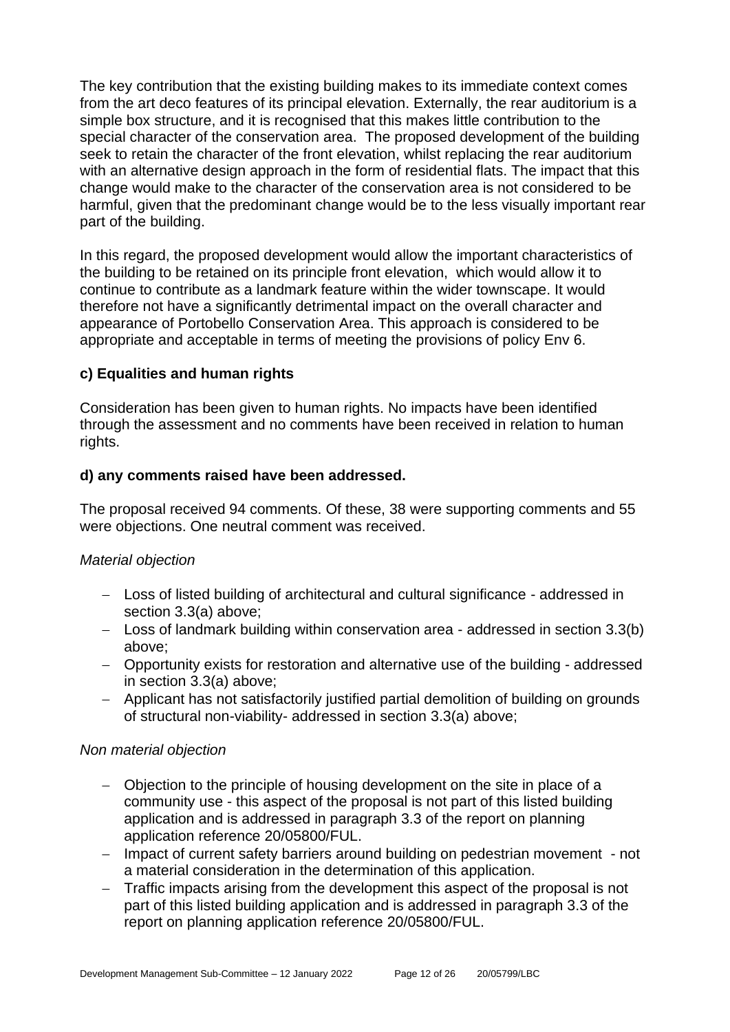The key contribution that the existing building makes to its immediate context comes from the art deco features of its principal elevation. Externally, the rear auditorium is a simple box structure, and it is recognised that this makes little contribution to the special character of the conservation area. The proposed development of the building seek to retain the character of the front elevation, whilst replacing the rear auditorium with an alternative design approach in the form of residential flats. The impact that this change would make to the character of the conservation area is not considered to be harmful, given that the predominant change would be to the less visually important rear part of the building.

In this regard, the proposed development would allow the important characteristics of the building to be retained on its principle front elevation, which would allow it to continue to contribute as a landmark feature within the wider townscape. It would therefore not have a significantly detrimental impact on the overall character and appearance of Portobello Conservation Area. This approach is considered to be appropriate and acceptable in terms of meeting the provisions of policy Env 6.

**c) Equalities and human rights**

Consideration has been given to human rights. No impacts have been identified through the assessment and no comments have been received in relation to human rights.

**d) any comments raised have been addressed.**

The proposal received 94 comments. Of these, 38 were supporting comments and 55 were objections. One neutral comment was received.

*Material objection*

- Loss of listed building of architectural and cultural significance - addressed in section 3.3(a) above;
- Loss of landmark building within conservation area - addressed in section 3.3(b) above;
- Opportunity exists for restoration and alternative use of the building - addressed in section 3.3(a) above;
- Applicant has not satisfactorily justified partial demolition of building on grounds of structural non-viability- addressed in section 3.3(a) above;

*Non material objection*

- Objection to the principle of housing development on the site in place of a community use - this aspect of the proposal is not part of this listed building application and is addressed in paragraph 3.3 of the report on planning application reference 20/05800/FUL.
- Impact of current safety barriers around building on pedestrian movement - not a material consideration in the determination of this application.
- Traffic impacts arising from the development this aspect of the proposal is not part of this listed building application and is addressed in paragraph 3.3 of the report on planning application reference 20/05800/FUL.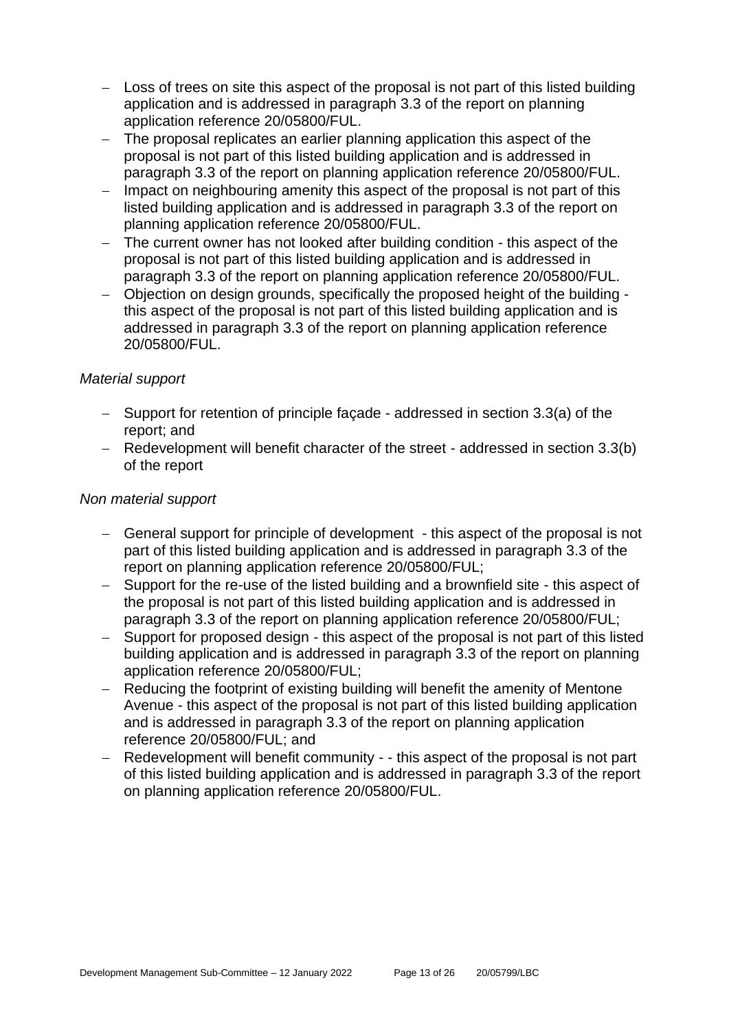- Loss of trees on site this aspect of the proposal is not part of this listed building application and is addressed in paragraph 3.3 of the report on planning application reference 20/05800/FUL.
- The proposal replicates an earlier planning application this aspect of the proposal is not part of this listed building application and is addressed in paragraph 3.3 of the report on planning application reference 20/05800/FUL.
- Impact on neighbouring amenity this aspect of the proposal is not part of this listed building application and is addressed in paragraph 3.3 of the report on planning application reference 20/05800/FUL.
- The current owner has not looked after building condition - this aspect of the proposal is not part of this listed building application and is addressed in paragraph 3.3 of the report on planning application reference 20/05800/FUL.
- Objection on design grounds, specifically the proposed height of the building - this aspect of the proposal is not part of this listed building application and is addressed in paragraph 3.3 of the report on planning application reference 20/05800/FUL.

*Material support*

- Support for retention of principle façade - addressed in section 3.3(a) of the report; and
- Redevelopment will benefit character of the street - addressed in section 3.3(b) of the report

*Non material support*

- General support for principle of development - this aspect of the proposal is not part of this listed building application and is addressed in paragraph 3.3 of the report on planning application reference 20/05800/FUL;
- Support for the re-use of the listed building and a brownfield site - this aspect of the proposal is not part of this listed building application and is addressed in paragraph 3.3 of the report on planning application reference 20/05800/FUL;
- Support for proposed design - this aspect of the proposal is not part of this listed building application and is addressed in paragraph 3.3 of the report on planning application reference 20/05800/FUL;
- Reducing the footprint of existing building will benefit the amenity of Mentone Avenue - this aspect of the proposal is not part of this listed building application and is addressed in paragraph 3.3 of the report on planning application reference 20/05800/FUL; and
- Redevelopment will benefit community - - this aspect of the proposal is not part of this listed building application and is addressed in paragraph 3.3 of the report on planning application reference 20/05800/FUL.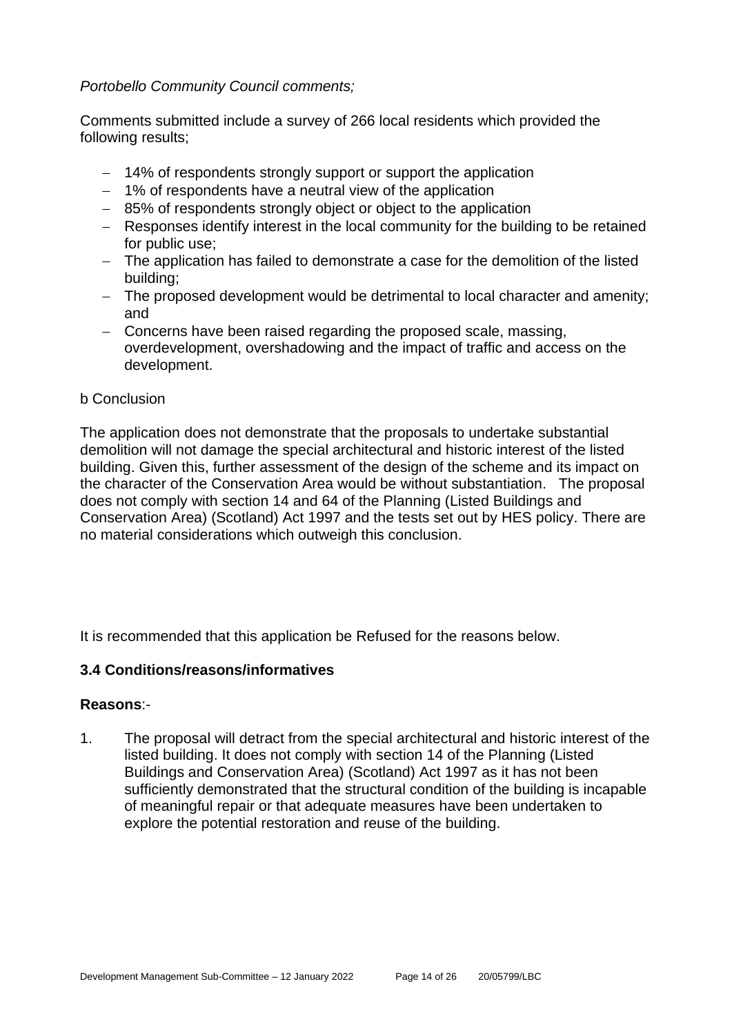*Portobello Community Council comments;*

Comments submitted include a survey of 266 local residents which provided the following results;

- 14% of respondents strongly support or support the application
- 1% of respondents have a neutral view of the application
- 85% of respondents strongly object or object to the application
- Responses identify interest in the local community for the building to be retained for public use;
- The application has failed to demonstrate a case for the demolition of the listed building;
- The proposed development would be detrimental to local character and amenity; and
- Concerns have been raised regarding the proposed scale, massing, overdevelopment, overshadowing and the impact of traffic and access on the development.

b Conclusion

The application does not demonstrate that the proposals to undertake substantial demolition will not damage the special architectural and historic interest of the listed building. Given this, further assessment of the design of the scheme and its impact on the character of the Conservation Area would be without substantiation. The proposal does not comply with section 14 and 64 of the Planning (Listed Buildings and Conservation Area) (Scotland) Act 1997 and the tests set out by HES policy. There are no material considerations which outweigh this conclusion.

It is recommended that this application be Refused for the reasons below.

### 3.4 Conditions/reasons/informatives

**Reasons**:-

1. The proposal will detract from the special architectural and historic interest of the listed building. It does not comply with section 14 of the Planning (Listed Buildings and Conservation Area) (Scotland) Act 1997 as it has not been sufficiently demonstrated that the structural condition of the building is incapable of meaningful repair or that adequate measures have been undertaken to explore the potential restoration and reuse of the building.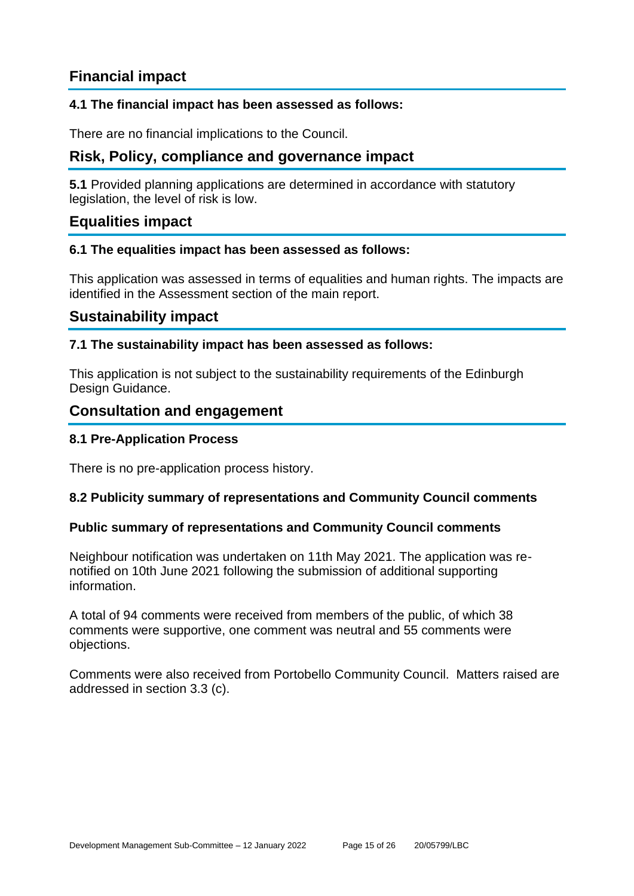## Financial impact

### 4.1 The financial impact has been assessed as follows:

There are no financial implications to the Council.

## Risk, Policy, compliance and governance impact

**5.1** Provided planning applications are determined in accordance with statutory legislation, the level of risk is low.

## Equalities impact

### 6.1 The equalities impact has been assessed as follows:

This application was assessed in terms of equalities and human rights. The impacts are identified in the Assessment section of the main report.

## Sustainability impact

### 7.1 The sustainability impact has been assessed as follows:

This application is not subject to the sustainability requirements of the Edinburgh Design Guidance.

## Consultation and engagement

### 8.1 Pre-Application Process

There is no pre-application process history.

### 8.2 Publicity summary of representations and Community Council comments

### Public summary of representations and Community Council comments

Neighbour notification was undertaken on 11th May 2021. The application was re-notified on 10th June 2021 following the submission of additional supporting information.

A total of 94 comments were received from members of the public, of which 38 comments were supportive, one comment was neutral and 55 comments were objections.

Comments were also received from Portobello Community Council. Matters raised are addressed in section 3.3 (c).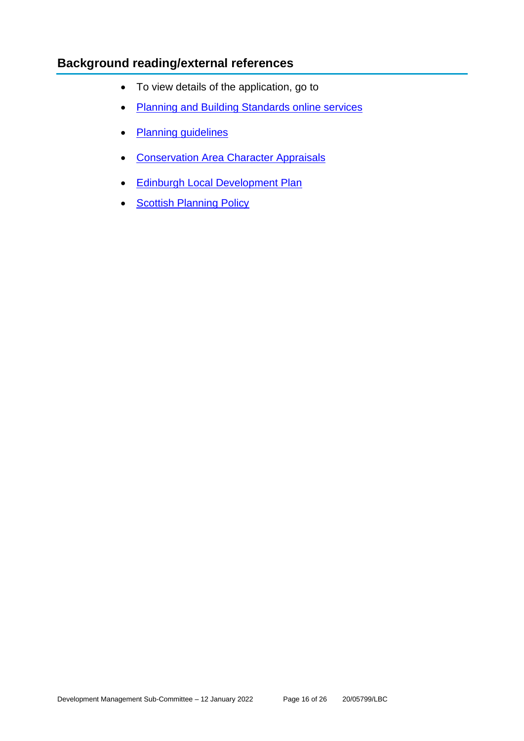## Background reading/external references

- To view details of the application, go to
- Planning and Building Standards online services
- Planning guidelines
- Conservation Area Character Appraisals
- Edinburgh Local Development Plan
- Scottish Planning Policy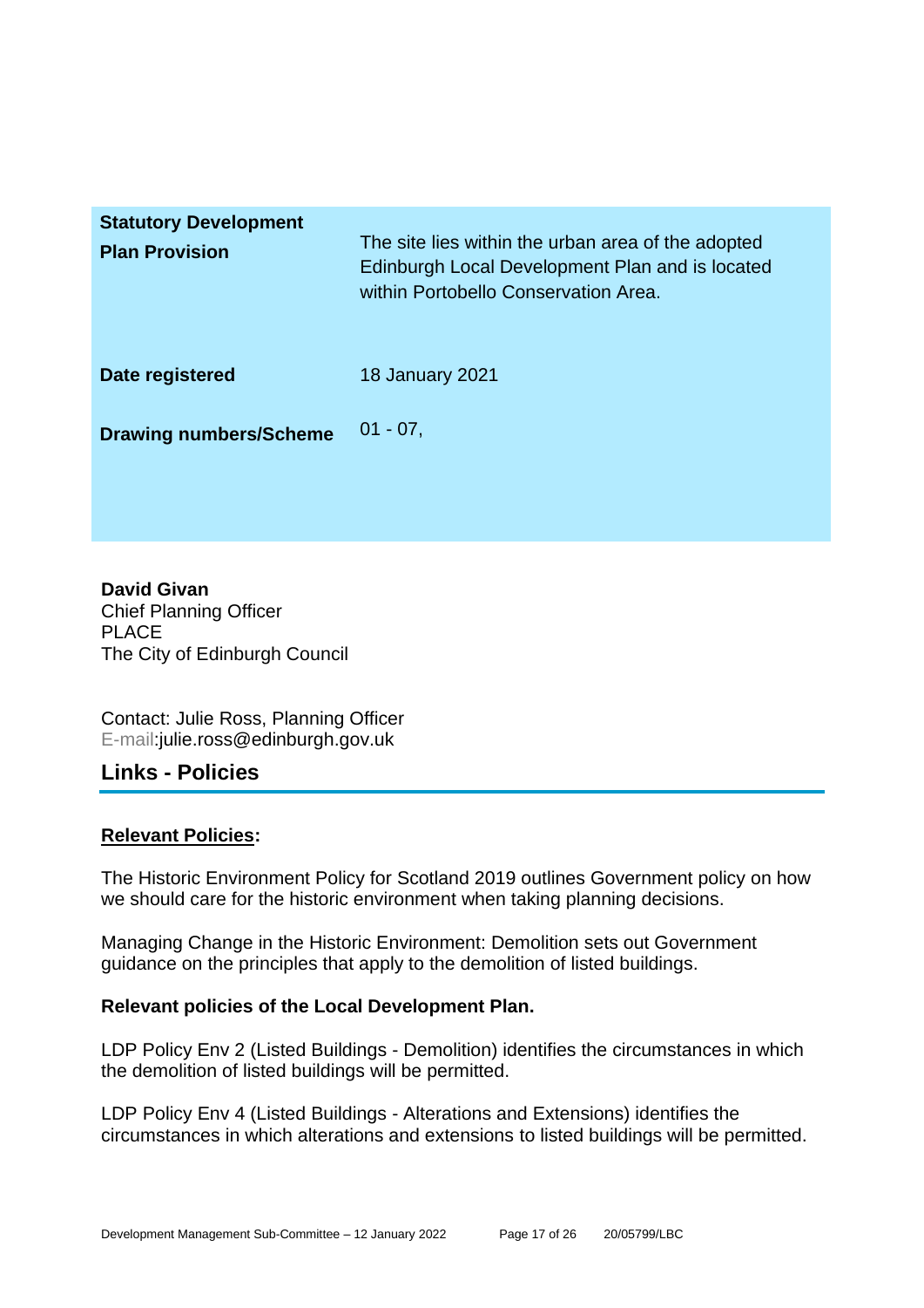| | |
|---|---|
| **Statutory Development Plan Provision** | The site lies within the urban area of the adopted Edinburgh Local Development Plan and is located within Portobello Conservation Area. |
| **Date registered** | 18 January 2021 |
| **Drawing numbers/Scheme** | 01 - 07, |

**David Givan**
Chief Planning Officer
PLACE
The City of Edinburgh Council

Contact: Julie Ross, Planning Officer
E-mail:julie.ross@edinburgh.gov.uk

## Links - Policies

**Relevant Policies:**

The Historic Environment Policy for Scotland 2019 outlines Government policy on how we should care for the historic environment when taking planning decisions.

Managing Change in the Historic Environment: Demolition sets out Government guidance on the principles that apply to the demolition of listed buildings.

**Relevant policies of the Local Development Plan.**

LDP Policy Env 2 (Listed Buildings - Demolition) identifies the circumstances in which the demolition of listed buildings will be permitted.

LDP Policy Env 4 (Listed Buildings - Alterations and Extensions) identifies the circumstances in which alterations and extensions to listed buildings will be permitted.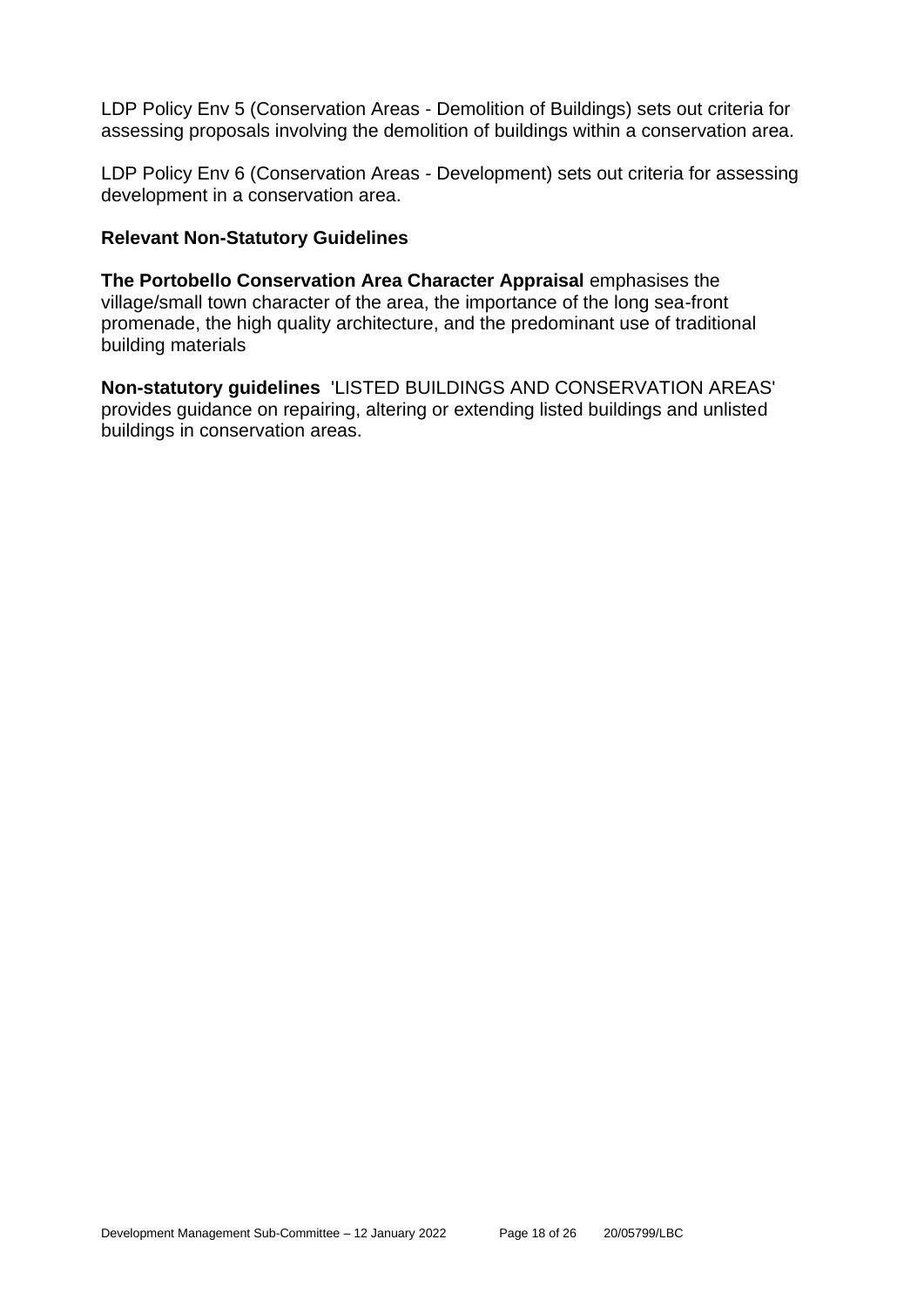LDP Policy Env 5 (Conservation Areas - Demolition of Buildings) sets out criteria for assessing proposals involving the demolition of buildings within a conservation area.

LDP Policy Env 6 (Conservation Areas - Development) sets out criteria for assessing development in a conservation area.

### Relevant Non-Statutory Guidelines

**The Portobello Conservation Area Character Appraisal** emphasises the village/small town character of the area, the importance of the long sea-front promenade, the high quality architecture, and the predominant use of traditional building materials

**Non-statutory guidelines** 'LISTED BUILDINGS AND CONSERVATION AREAS' provides guidance on repairing, altering or extending listed buildings and unlisted buildings in conservation areas.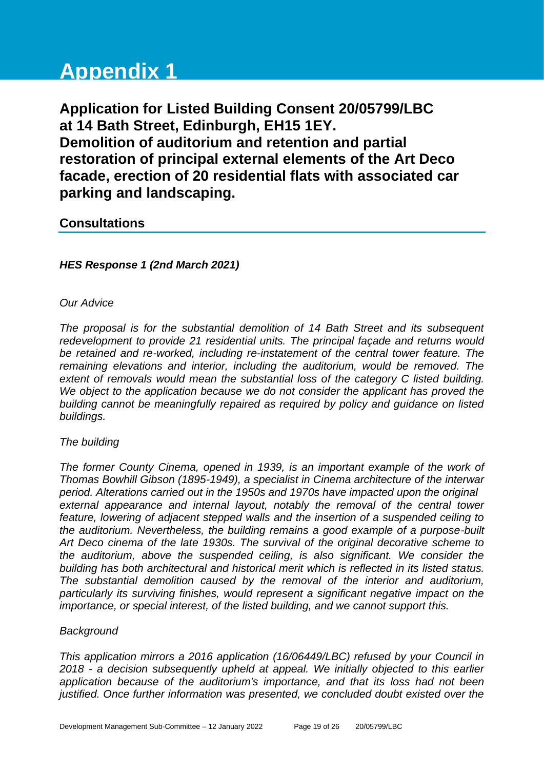# Appendix 1

## Application for Listed Building Consent 20/05799/LBC at 14 Bath Street, Edinburgh, EH15 1EY. Demolition of auditorium and retention and partial restoration of principal external elements of the Art Deco facade, erection of 20 residential flats with associated car parking and landscaping.

### Consultations

***HES Response 1 (2nd March 2021)***

*Our Advice*

*The proposal is for the substantial demolition of 14 Bath Street and its subsequent redevelopment to provide 21 residential units. The principal façade and returns would be retained and re-worked, including re-instatement of the central tower feature. The remaining elevations and interior, including the auditorium, would be removed. The extent of removals would mean the substantial loss of the category C listed building. We object to the application because we do not consider the applicant has proved the building cannot be meaningfully repaired as required by policy and guidance on listed buildings.*

*The building*

*The former County Cinema, opened in 1939, is an important example of the work of Thomas Bowhill Gibson (1895-1949), a specialist in Cinema architecture of the interwar period. Alterations carried out in the 1950s and 1970s have impacted upon the original external appearance and internal layout, notably the removal of the central tower feature, lowering of adjacent stepped walls and the insertion of a suspended ceiling to the auditorium. Nevertheless, the building remains a good example of a purpose-built Art Deco cinema of the late 1930s. The survival of the original decorative scheme to the auditorium, above the suspended ceiling, is also significant. We consider the building has both architectural and historical merit which is reflected in its listed status. The substantial demolition caused by the removal of the interior and auditorium, particularly its surviving finishes, would represent a significant negative impact on the importance, or special interest, of the listed building, and we cannot support this.*

*Background*

*This application mirrors a 2016 application (16/06449/LBC) refused by your Council in 2018 - a decision subsequently upheld at appeal. We initially objected to this earlier application because of the auditorium's importance, and that its loss had not been justified. Once further information was presented, we concluded doubt existed over the*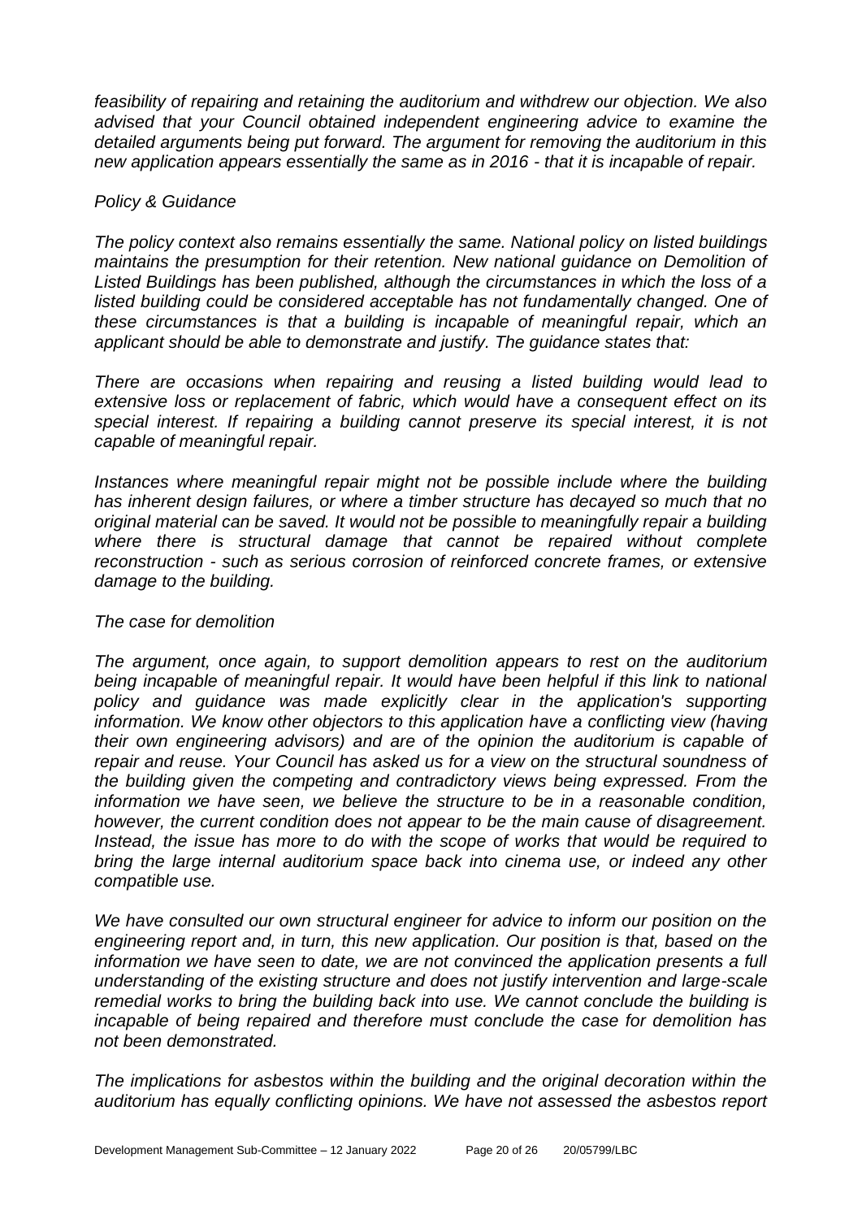*feasibility of repairing and retaining the auditorium and withdrew our objection. We also advised that your Council obtained independent engineering advice to examine the detailed arguments being put forward. The argument for removing the auditorium in this new application appears essentially the same as in 2016 - that it is incapable of repair.*

*Policy & Guidance*

*The policy context also remains essentially the same. National policy on listed buildings maintains the presumption for their retention. New national guidance on Demolition of Listed Buildings has been published, although the circumstances in which the loss of a listed building could be considered acceptable has not fundamentally changed. One of these circumstances is that a building is incapable of meaningful repair, which an applicant should be able to demonstrate and justify. The guidance states that:*

*There are occasions when repairing and reusing a listed building would lead to extensive loss or replacement of fabric, which would have a consequent effect on its special interest. If repairing a building cannot preserve its special interest, it is not capable of meaningful repair.*

*Instances where meaningful repair might not be possible include where the building has inherent design failures, or where a timber structure has decayed so much that no original material can be saved. It would not be possible to meaningfully repair a building where there is structural damage that cannot be repaired without complete reconstruction - such as serious corrosion of reinforced concrete frames, or extensive damage to the building.*

*The case for demolition*

*The argument, once again, to support demolition appears to rest on the auditorium being incapable of meaningful repair. It would have been helpful if this link to national policy and guidance was made explicitly clear in the application's supporting information. We know other objectors to this application have a conflicting view (having their own engineering advisors) and are of the opinion the auditorium is capable of repair and reuse. Your Council has asked us for a view on the structural soundness of the building given the competing and contradictory views being expressed. From the information we have seen, we believe the structure to be in a reasonable condition, however, the current condition does not appear to be the main cause of disagreement. Instead, the issue has more to do with the scope of works that would be required to bring the large internal auditorium space back into cinema use, or indeed any other compatible use.*

*We have consulted our own structural engineer for advice to inform our position on the engineering report and, in turn, this new application. Our position is that, based on the information we have seen to date, we are not convinced the application presents a full understanding of the existing structure and does not justify intervention and large-scale remedial works to bring the building back into use. We cannot conclude the building is incapable of being repaired and therefore must conclude the case for demolition has not been demonstrated.*

*The implications for asbestos within the building and the original decoration within the auditorium has equally conflicting opinions. We have not assessed the asbestos report*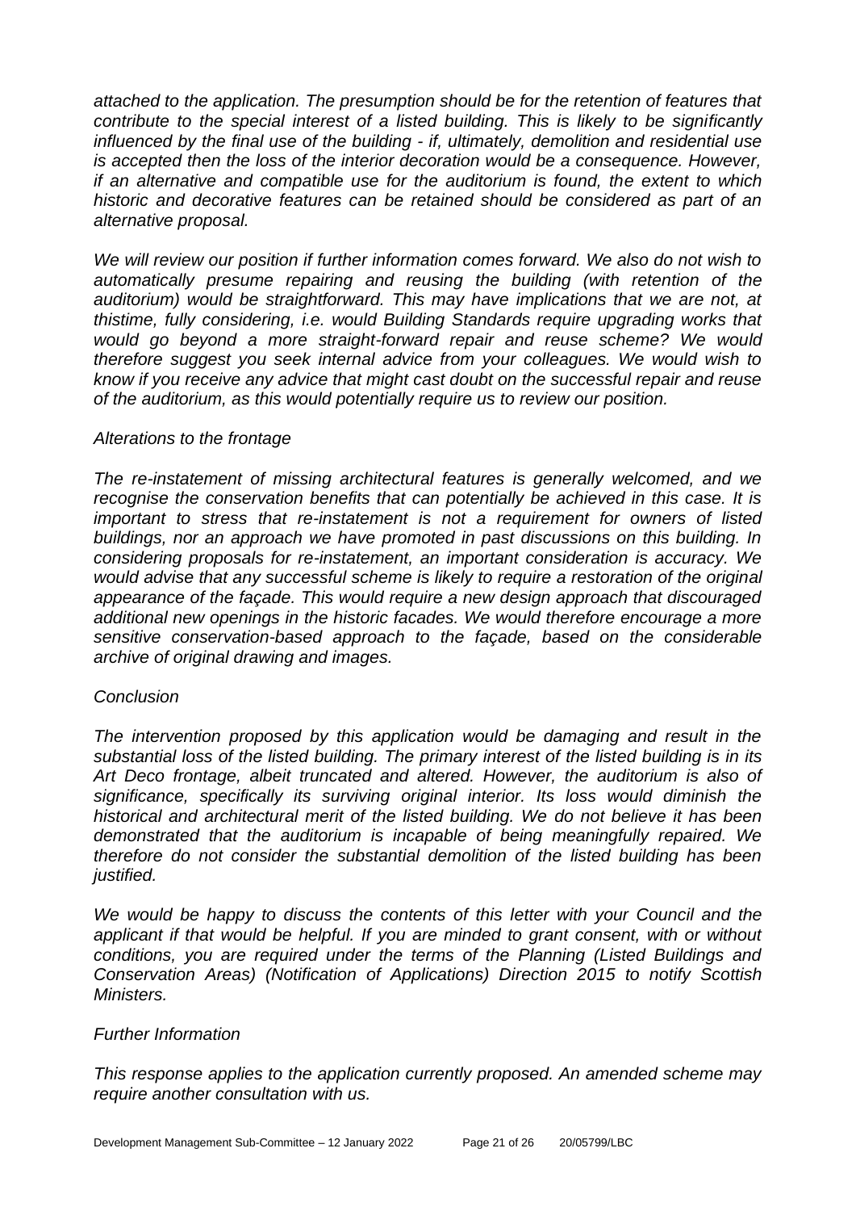*attached to the application. The presumption should be for the retention of features that contribute to the special interest of a listed building. This is likely to be significantly influenced by the final use of the building - if, ultimately, demolition and residential use is accepted then the loss of the interior decoration would be a consequence. However, if an alternative and compatible use for the auditorium is found, the extent to which historic and decorative features can be retained should be considered as part of an alternative proposal.*

*We will review our position if further information comes forward. We also do not wish to automatically presume repairing and reusing the building (with retention of the auditorium) would be straightforward. This may have implications that we are not, at thistime, fully considering, i.e. would Building Standards require upgrading works that would go beyond a more straight-forward repair and reuse scheme? We would therefore suggest you seek internal advice from your colleagues. We would wish to know if you receive any advice that might cast doubt on the successful repair and reuse of the auditorium, as this would potentially require us to review our position.*

*Alterations to the frontage*

*The re-instatement of missing architectural features is generally welcomed, and we recognise the conservation benefits that can potentially be achieved in this case. It is important to stress that re-instatement is not a requirement for owners of listed buildings, nor an approach we have promoted in past discussions on this building. In considering proposals for re-instatement, an important consideration is accuracy. We would advise that any successful scheme is likely to require a restoration of the original appearance of the façade. This would require a new design approach that discouraged additional new openings in the historic facades. We would therefore encourage a more sensitive conservation-based approach to the façade, based on the considerable archive of original drawing and images.*

*Conclusion*

*The intervention proposed by this application would be damaging and result in the substantial loss of the listed building. The primary interest of the listed building is in its Art Deco frontage, albeit truncated and altered. However, the auditorium is also of significance, specifically its surviving original interior. Its loss would diminish the historical and architectural merit of the listed building. We do not believe it has been demonstrated that the auditorium is incapable of being meaningfully repaired. We therefore do not consider the substantial demolition of the listed building has been justified.*

*We would be happy to discuss the contents of this letter with your Council and the applicant if that would be helpful. If you are minded to grant consent, with or without conditions, you are required under the terms of the Planning (Listed Buildings and Conservation Areas) (Notification of Applications) Direction 2015 to notify Scottish Ministers.*

*Further Information*

*This response applies to the application currently proposed. An amended scheme may require another consultation with us.*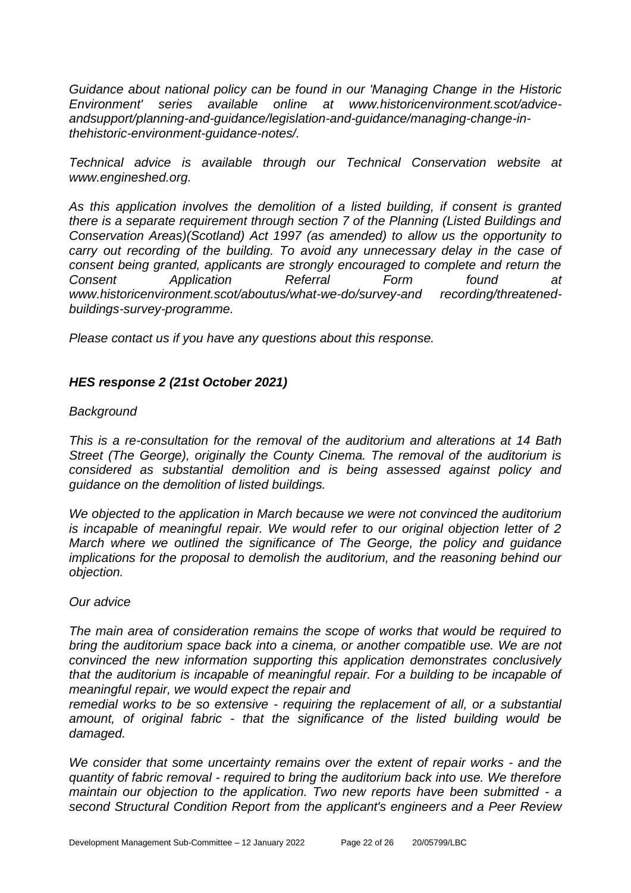*Guidance about national policy can be found in our 'Managing Change in the Historic Environment' series available online at www.historicenvironment.scot/advice-andsupport/planning-and-guidance/legislation-and-guidance/managing-change-in-thehistoric-environment-guidance-notes/.*

*Technical advice is available through our Technical Conservation website at www.engineshed.org.*

*As this application involves the demolition of a listed building, if consent is granted there is a separate requirement through section 7 of the Planning (Listed Buildings and Conservation Areas)(Scotland) Act 1997 (as amended) to allow us the opportunity to carry out recording of the building. To avoid any unnecessary delay in the case of consent being granted, applicants are strongly encouraged to complete and return the Consent Application Referral Form found at www.historicenvironment.scot/aboutus/what-we-do/survey-and recording/threatened-buildings-survey-programme.*

*Please contact us if you have any questions about this response.*

***HES response 2 (21st October 2021)***

*Background*

*This is a re-consultation for the removal of the auditorium and alterations at 14 Bath Street (The George), originally the County Cinema. The removal of the auditorium is considered as substantial demolition and is being assessed against policy and guidance on the demolition of listed buildings.*

*We objected to the application in March because we were not convinced the auditorium is incapable of meaningful repair. We would refer to our original objection letter of 2 March where we outlined the significance of The George, the policy and guidance implications for the proposal to demolish the auditorium, and the reasoning behind our objection.*

*Our advice*

*The main area of consideration remains the scope of works that would be required to bring the auditorium space back into a cinema, or another compatible use. We are not convinced the new information supporting this application demonstrates conclusively that the auditorium is incapable of meaningful repair. For a building to be incapable of meaningful repair, we would expect the repair and remedial works to be so extensive - requiring the replacement of all, or a substantial amount, of original fabric - that the significance of the listed building would be damaged.*

*We consider that some uncertainty remains over the extent of repair works - and the quantity of fabric removal - required to bring the auditorium back into use. We therefore maintain our objection to the application. Two new reports have been submitted - a second Structural Condition Report from the applicant's engineers and a Peer Review*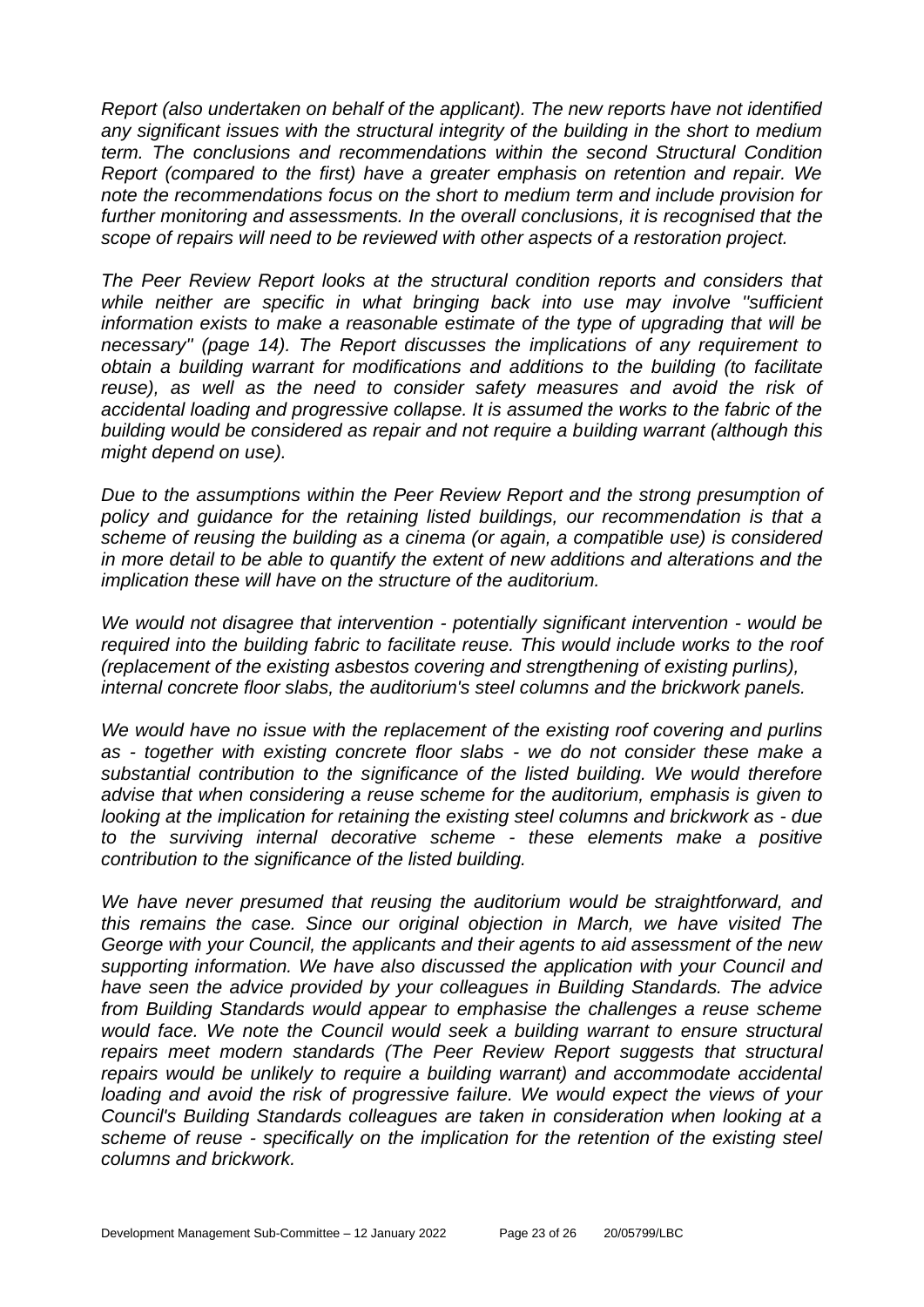*Report (also undertaken on behalf of the applicant). The new reports have not identified any significant issues with the structural integrity of the building in the short to medium term. The conclusions and recommendations within the second Structural Condition Report (compared to the first) have a greater emphasis on retention and repair. We note the recommendations focus on the short to medium term and include provision for further monitoring and assessments. In the overall conclusions, it is recognised that the scope of repairs will need to be reviewed with other aspects of a restoration project.*

*The Peer Review Report looks at the structural condition reports and considers that while neither are specific in what bringing back into use may involve "sufficient information exists to make a reasonable estimate of the type of upgrading that will be necessary" (page 14). The Report discusses the implications of any requirement to obtain a building warrant for modifications and additions to the building (to facilitate reuse), as well as the need to consider safety measures and avoid the risk of accidental loading and progressive collapse. It is assumed the works to the fabric of the building would be considered as repair and not require a building warrant (although this might depend on use).*

*Due to the assumptions within the Peer Review Report and the strong presumption of policy and guidance for the retaining listed buildings, our recommendation is that a scheme of reusing the building as a cinema (or again, a compatible use) is considered in more detail to be able to quantify the extent of new additions and alterations and the implication these will have on the structure of the auditorium.*

*We would not disagree that intervention - potentially significant intervention - would be required into the building fabric to facilitate reuse. This would include works to the roof (replacement of the existing asbestos covering and strengthening of existing purlins), internal concrete floor slabs, the auditorium's steel columns and the brickwork panels.*

*We would have no issue with the replacement of the existing roof covering and purlins as - together with existing concrete floor slabs - we do not consider these make a substantial contribution to the significance of the listed building. We would therefore advise that when considering a reuse scheme for the auditorium, emphasis is given to looking at the implication for retaining the existing steel columns and brickwork as - due to the surviving internal decorative scheme - these elements make a positive contribution to the significance of the listed building.*

*We have never presumed that reusing the auditorium would be straightforward, and this remains the case. Since our original objection in March, we have visited The George with your Council, the applicants and their agents to aid assessment of the new supporting information. We have also discussed the application with your Council and have seen the advice provided by your colleagues in Building Standards. The advice from Building Standards would appear to emphasise the challenges a reuse scheme would face. We note the Council would seek a building warrant to ensure structural repairs meet modern standards (The Peer Review Report suggests that structural repairs would be unlikely to require a building warrant) and accommodate accidental loading and avoid the risk of progressive failure. We would expect the views of your Council's Building Standards colleagues are taken in consideration when looking at a scheme of reuse - specifically on the implication for the retention of the existing steel columns and brickwork.*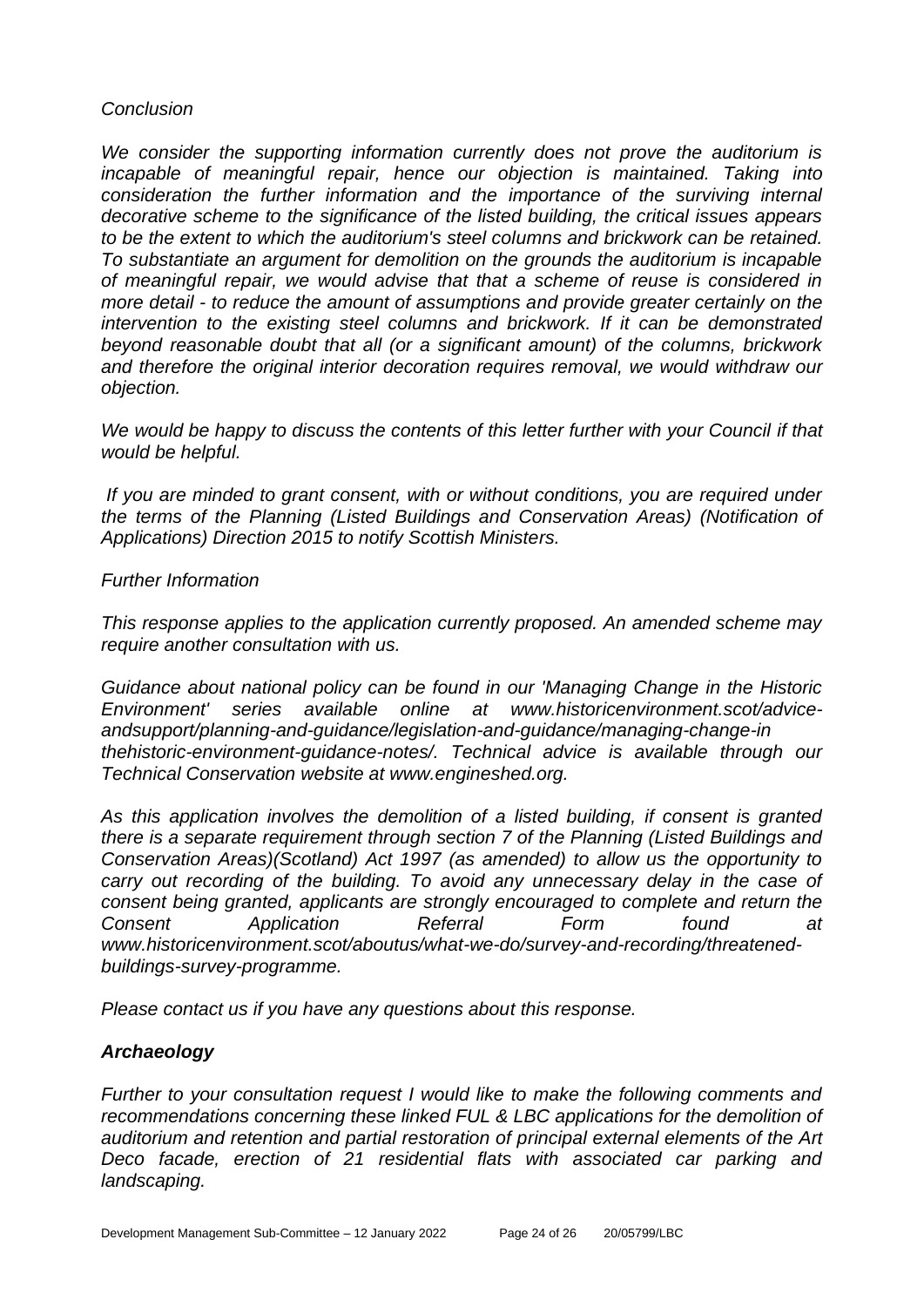*Conclusion*

*We consider the supporting information currently does not prove the auditorium is incapable of meaningful repair, hence our objection is maintained. Taking into consideration the further information and the importance of the surviving internal decorative scheme to the significance of the listed building, the critical issues appears to be the extent to which the auditorium's steel columns and brickwork can be retained. To substantiate an argument for demolition on the grounds the auditorium is incapable of meaningful repair, we would advise that that a scheme of reuse is considered in more detail - to reduce the amount of assumptions and provide greater certainly on the intervention to the existing steel columns and brickwork. If it can be demonstrated beyond reasonable doubt that all (or a significant amount) of the columns, brickwork and therefore the original interior decoration requires removal, we would withdraw our objection.*

*We would be happy to discuss the contents of this letter further with your Council if that would be helpful.*

*If you are minded to grant consent, with or without conditions, you are required under the terms of the Planning (Listed Buildings and Conservation Areas) (Notification of Applications) Direction 2015 to notify Scottish Ministers.*

*Further Information*

*This response applies to the application currently proposed. An amended scheme may require another consultation with us.*

*Guidance about national policy can be found in our 'Managing Change in the Historic Environment' series available online at www.historicenvironment.scot/advice-andsupport/planning-and-guidance/legislation-and-guidance/managing-change-in thehistoric-environment-guidance-notes/. Technical advice is available through our Technical Conservation website at www.engineshed.org.*

*As this application involves the demolition of a listed building, if consent is granted there is a separate requirement through section 7 of the Planning (Listed Buildings and Conservation Areas)(Scotland) Act 1997 (as amended) to allow us the opportunity to carry out recording of the building. To avoid any unnecessary delay in the case of consent being granted, applicants are strongly encouraged to complete and return the Consent Application Referral Form found at www.historicenvironment.scot/aboutus/what-we-do/survey-and-recording/threatened-buildings-survey-programme.*

*Please contact us if you have any questions about this response.*

***Archaeology***

*Further to your consultation request I would like to make the following comments and recommendations concerning these linked FUL & LBC applications for the demolition of auditorium and retention and partial restoration of principal external elements of the Art Deco facade, erection of 21 residential flats with associated car parking and landscaping.*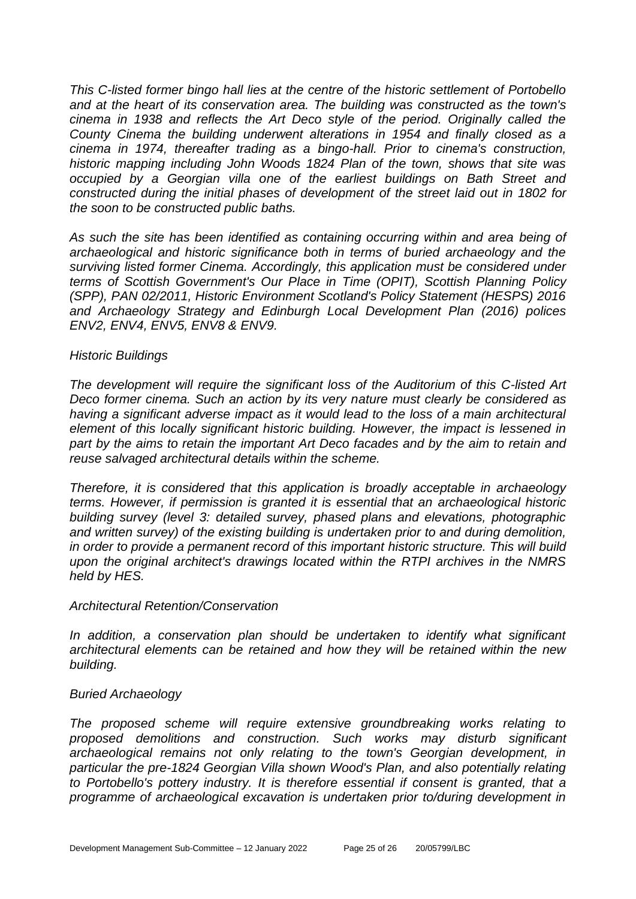*This C-listed former bingo hall lies at the centre of the historic settlement of Portobello and at the heart of its conservation area. The building was constructed as the town's cinema in 1938 and reflects the Art Deco style of the period. Originally called the County Cinema the building underwent alterations in 1954 and finally closed as a cinema in 1974, thereafter trading as a bingo-hall. Prior to cinema's construction, historic mapping including John Woods 1824 Plan of the town, shows that site was occupied by a Georgian villa one of the earliest buildings on Bath Street and constructed during the initial phases of development of the street laid out in 1802 for the soon to be constructed public baths.*

*As such the site has been identified as containing occurring within and area being of archaeological and historic significance both in terms of buried archaeology and the surviving listed former Cinema. Accordingly, this application must be considered under terms of Scottish Government's Our Place in Time (OPIT), Scottish Planning Policy (SPP), PAN 02/2011, Historic Environment Scotland's Policy Statement (HESPS) 2016 and Archaeology Strategy and Edinburgh Local Development Plan (2016) polices ENV2, ENV4, ENV5, ENV8 & ENV9.*

*Historic Buildings*

*The development will require the significant loss of the Auditorium of this C-listed Art Deco former cinema. Such an action by its very nature must clearly be considered as having a significant adverse impact as it would lead to the loss of a main architectural element of this locally significant historic building. However, the impact is lessened in part by the aims to retain the important Art Deco facades and by the aim to retain and reuse salvaged architectural details within the scheme.*

*Therefore, it is considered that this application is broadly acceptable in archaeology terms. However, if permission is granted it is essential that an archaeological historic building survey (level 3: detailed survey, phased plans and elevations, photographic and written survey) of the existing building is undertaken prior to and during demolition, in order to provide a permanent record of this important historic structure. This will build upon the original architect's drawings located within the RTPI archives in the NMRS held by HES.*

*Architectural Retention/Conservation*

*In addition, a conservation plan should be undertaken to identify what significant architectural elements can be retained and how they will be retained within the new building.*

*Buried Archaeology*

*The proposed scheme will require extensive groundbreaking works relating to proposed demolitions and construction. Such works may disturb significant archaeological remains not only relating to the town's Georgian development, in particular the pre-1824 Georgian Villa shown Wood's Plan, and also potentially relating to Portobello's pottery industry. It is therefore essential if consent is granted, that a programme of archaeological excavation is undertaken prior to/during development in*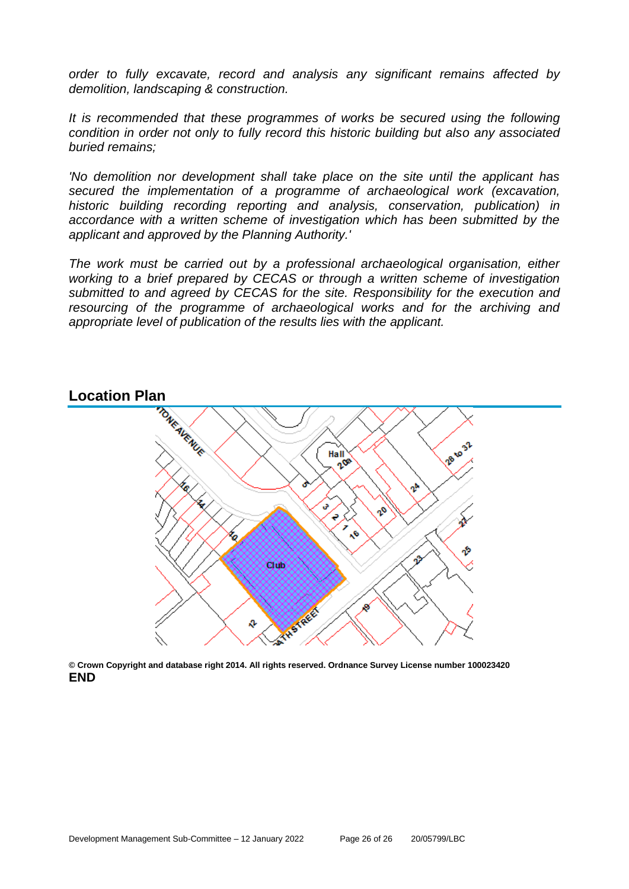*order to fully excavate, record and analysis any significant remains affected by demolition, landscaping & construction.*

*It is recommended that these programmes of works be secured using the following condition in order not only to fully record this historic building but also any associated buried remains;*

*'No demolition nor development shall take place on the site until the applicant has secured the implementation of a programme of archaeological work (excavation, historic building recording reporting and analysis, conservation, publication) in accordance with a written scheme of investigation which has been submitted by the applicant and approved by the Planning Authority.'*

*The work must be carried out by a professional archaeological organisation, either working to a brief prepared by CECAS or through a written scheme of investigation submitted to and agreed by CECAS for the site. Responsibility for the execution and resourcing of the programme of archaeological works and for the archiving and appropriate level of publication of the results lies with the applicant.*

## Location Plan

TONE AVENUE
Hall
20a
28 to 32
24
20
16
1
2
3
5
46
44
40
Club
27
25
23
19
12
ATH STREET

**© Crown Copyright and database right 2014. All rights reserved. Ordnance Survey License number 100023420**

**END**